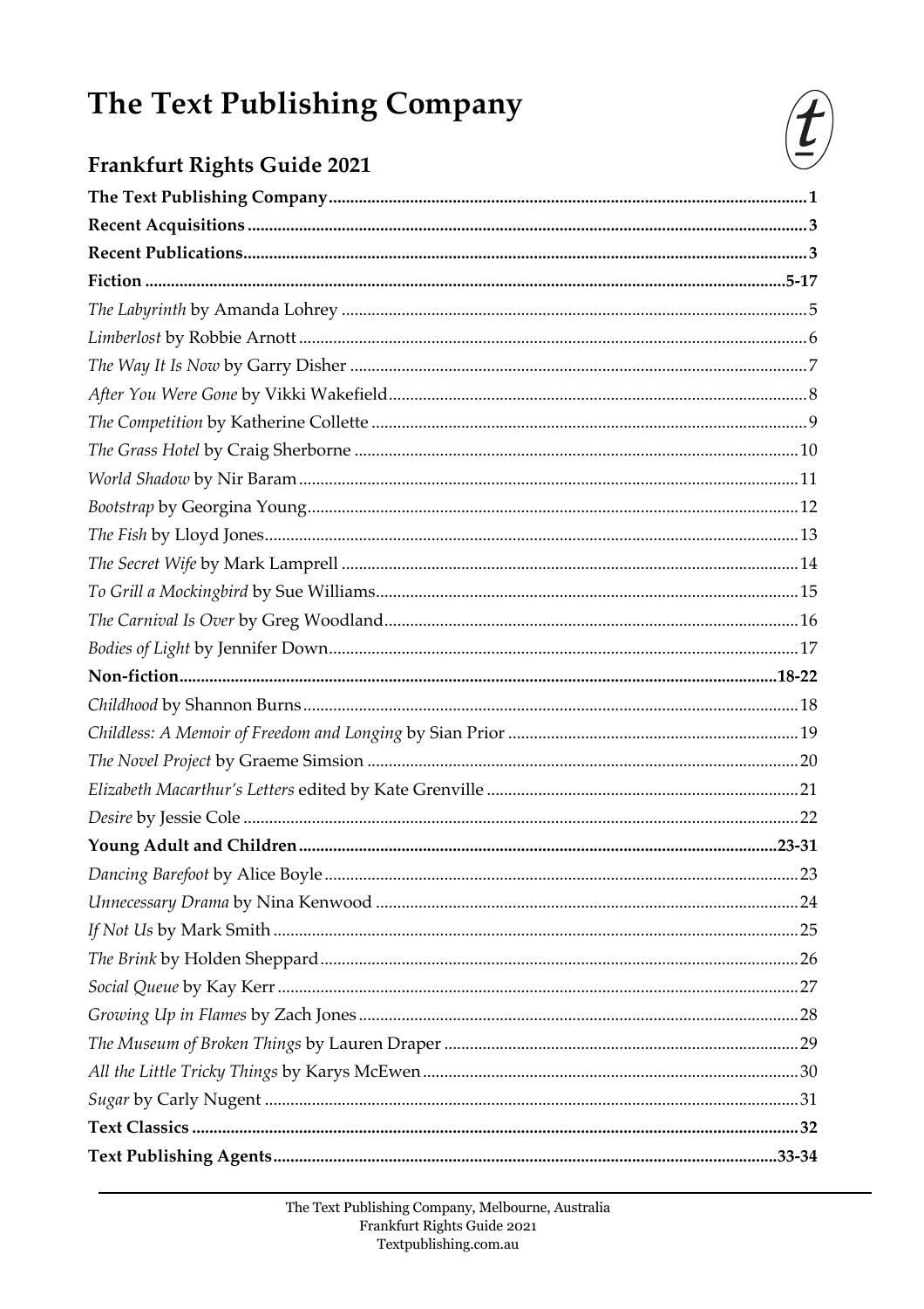# The Text Publishing Company

## Frankfurt Rights Guide 2021

**The Text Publishing Company** .......... **1**

**Recent Acquisitions** .......... **3**

**Recent Publications** .......... **3**

**Fiction** .......... **5-17**

*The Labyrinth* by Amanda Lohrey .......... 5

*Limberlost* by Robbie Arnott .......... 6

*The Way It Is Now* by Garry Disher .......... 7

*After You Were Gone* by Vikki Wakefield .......... 8

*The Competition* by Katherine Collette .......... 9

*The Grass Hotel* by Craig Sherborne .......... 10

*World Shadow* by Nir Baram .......... 11

*Bootstrap* by Georgina Young .......... 12

*The Fish* by Lloyd Jones .......... 13

*The Secret Wife* by Mark Lamprell .......... 14

*To Grill a Mockingbird* by Sue Williams .......... 15

*The Carnival Is Over* by Greg Woodland .......... 16

*Bodies of Light* by Jennifer Down .......... 17

**Non-fiction** .......... **18-22**

*Childhood* by Shannon Burns .......... 18

*Childless: A Memoir of Freedom and Longing* by Sian Prior .......... 19

*The Novel Project* by Graeme Simsion .......... 20

*Elizabeth Macarthur's Letters* edited by Kate Grenville .......... 21

*Desire* by Jessie Cole .......... 22

**Young Adult and Children** .......... **23-31**

*Dancing Barefoot* by Alice Boyle .......... 23

*Unnecessary Drama* by Nina Kenwood .......... 24

*If Not Us* by Mark Smith .......... 25

*The Brink* by Holden Sheppard .......... 26

*Social Queue* by Kay Kerr .......... 27

*Growing Up in Flames* by Zach Jones .......... 28

*The Museum of Broken Things* by Lauren Draper .......... 29

*All the Little Tricky Things* by Karys McEwen .......... 30

*Sugar* by Carly Nugent .......... 31

**Text Classics** .......... **32**

**Text Publishing Agents** .......... **33-34**

The Text Publishing Company, Melbourne, Australia
Frankfurt Rights Guide 2021
Textpublishing.com.au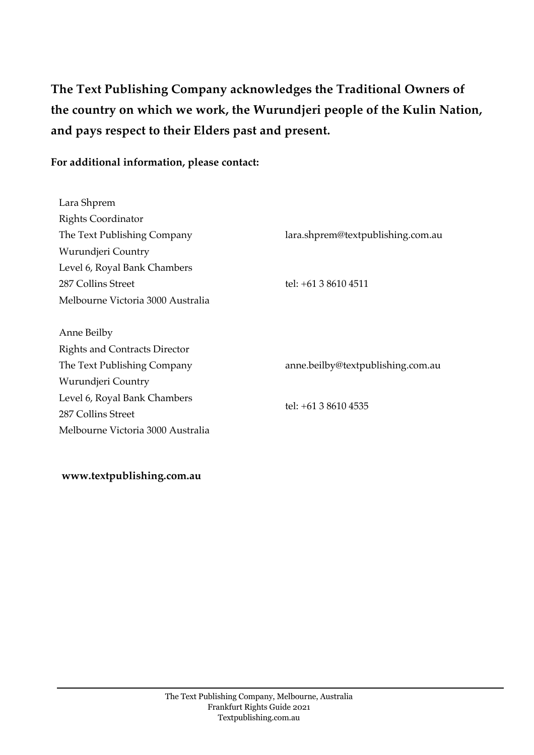**The Text Publishing Company acknowledges the Traditional Owners of the country on which we work, the Wurundjeri people of the Kulin Nation, and pays respect to their Elders past and present.**

**For additional information, please contact:**

Lara Shprem
Rights Coordinator
The Text Publishing Company
Wurundjeri Country
Level 6, Royal Bank Chambers
287 Collins Street
Melbourne Victoria 3000 Australia

lara.shprem@textpublishing.com.au

tel: +61 3 8610 4511

Anne Beilby
Rights and Contracts Director
The Text Publishing Company
Wurundjeri Country
Level 6, Royal Bank Chambers
287 Collins Street
Melbourne Victoria 3000 Australia

anne.beilby@textpublishing.com.au

tel: +61 3 8610 4535

**www.textpublishing.com.au**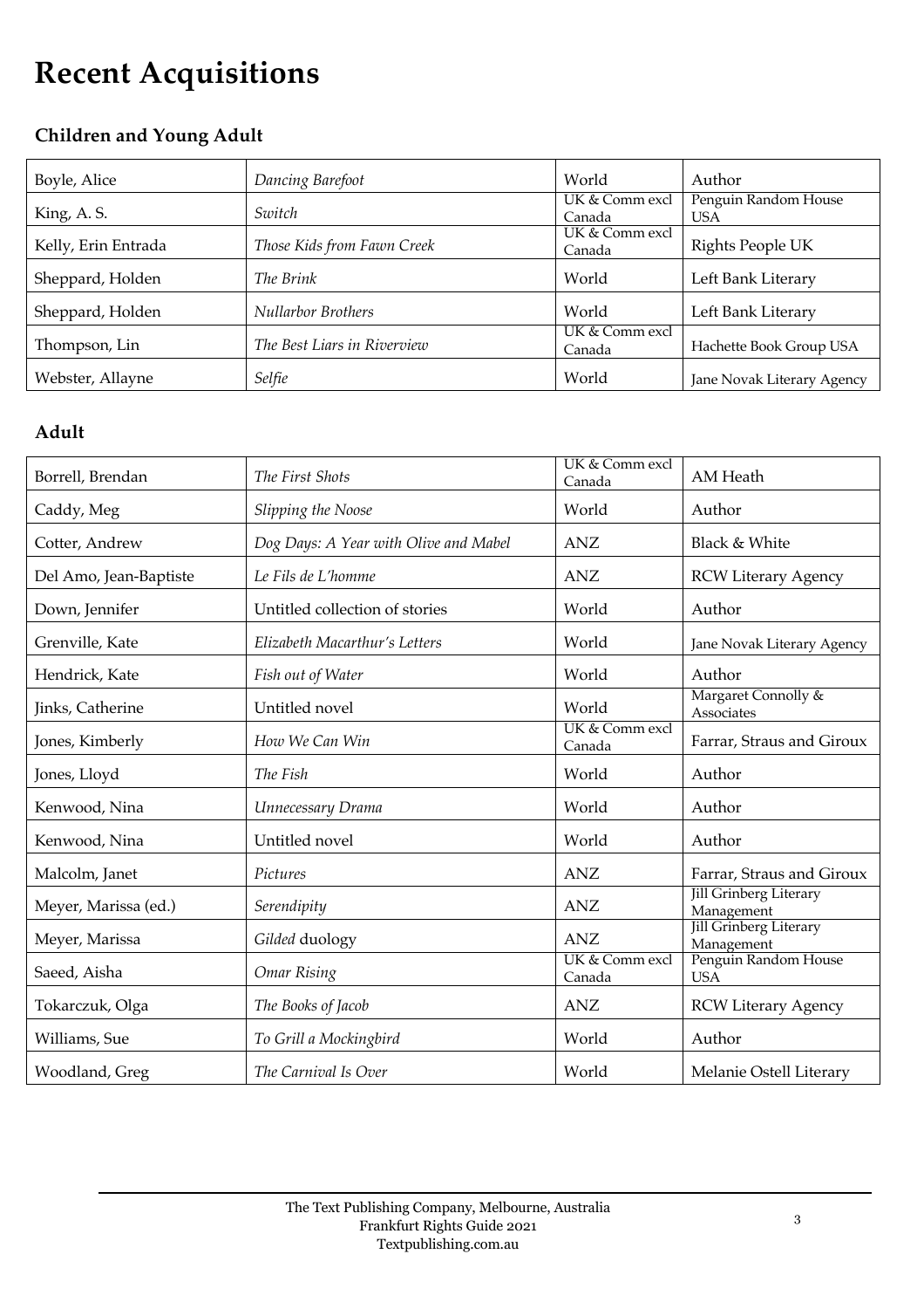# Recent Acquisitions

## Children and Young Adult

| | | | |
|---|---|---|---|
| Boyle, Alice | *Dancing Barefoot* | World | Author |
| King, A. S. | *Switch* | UK & Comm excl Canada | Penguin Random House USA |
| Kelly, Erin Entrada | *Those Kids from Fawn Creek* | UK & Comm excl Canada | Rights People UK |
| Sheppard, Holden | *The Brink* | World | Left Bank Literary |
| Sheppard, Holden | *Nullarbor Brothers* | World | Left Bank Literary |
| Thompson, Lin | *The Best Liars in Riverview* | UK & Comm excl Canada | Hachette Book Group USA |
| Webster, Allayne | *Selfie* | World | Jane Novak Literary Agency |

## Adult

| | | | |
|---|---|---|---|
| Borrell, Brendan | *The First Shots* | UK & Comm excl Canada | AM Heath |
| Caddy, Meg | *Slipping the Noose* | World | Author |
| Cotter, Andrew | *Dog Days: A Year with Olive and Mabel* | ANZ | Black & White |
| Del Amo, Jean-Baptiste | *Le Fils de L'homme* | ANZ | RCW Literary Agency |
| Down, Jennifer | Untitled collection of stories | World | Author |
| Grenville, Kate | *Elizabeth Macarthur's Letters* | World | Jane Novak Literary Agency |
| Hendrick, Kate | *Fish out of Water* | World | Author |
| Jinks, Catherine | Untitled novel | World | Margaret Connolly & Associates |
| Jones, Kimberly | *How We Can Win* | UK & Comm excl Canada | Farrar, Straus and Giroux |
| Jones, Lloyd | *The Fish* | World | Author |
| Kenwood, Nina | *Unnecessary Drama* | World | Author |
| Kenwood, Nina | Untitled novel | World | Author |
| Malcolm, Janet | *Pictures* | ANZ | Farrar, Straus and Giroux |
| Meyer, Marissa (ed.) | *Serendipity* | ANZ | Jill Grinberg Literary Management |
| Meyer, Marissa | *Gilded* duology | ANZ | Jill Grinberg Literary Management |
| Saeed, Aisha | *Omar Rising* | UK & Comm excl Canada | Penguin Random House USA |
| Tokarczuk, Olga | *The Books of Jacob* | ANZ | RCW Literary Agency |
| Williams, Sue | *To Grill a Mockingbird* | World | Author |
| Woodland, Greg | *The Carnival Is Over* | World | Melanie Ostell Literary |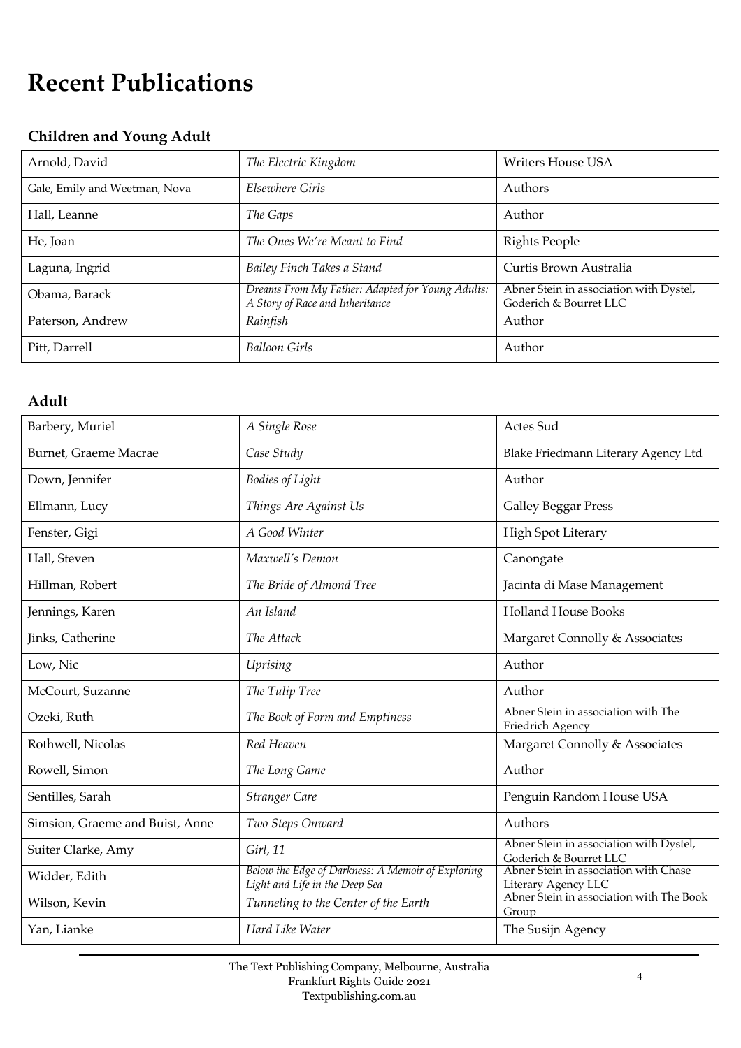# Recent Publications

### Children and Young Adult

| Arnold, David | *The Electric Kingdom* | Writers House USA |
|---|---|---|
| Gale, Emily and Weetman, Nova | *Elsewhere Girls* | Authors |
| Hall, Leanne | *The Gaps* | Author |
| He, Joan | *The Ones We're Meant to Find* | Rights People |
| Laguna, Ingrid | *Bailey Finch Takes a Stand* | Curtis Brown Australia |
| Obama, Barack | *Dreams From My Father: Adapted for Young Adults: A Story of Race and Inheritance* | Abner Stein in association with Dystel, Goderich & Bourret LLC |
| Paterson, Andrew | *Rainfish* | Author |
| Pitt, Darrell | *Balloon Girls* | Author |

### Adult

| Barbery, Muriel | *A Single Rose* | Actes Sud |
|---|---|---|
| Burnet, Graeme Macrae | *Case Study* | Blake Friedmann Literary Agency Ltd |
| Down, Jennifer | *Bodies of Light* | Author |
| Ellmann, Lucy | *Things Are Against Us* | Galley Beggar Press |
| Fenster, Gigi | *A Good Winter* | High Spot Literary |
| Hall, Steven | *Maxwell's Demon* | Canongate |
| Hillman, Robert | *The Bride of Almond Tree* | Jacinta di Mase Management |
| Jennings, Karen | *An Island* | Holland House Books |
| Jinks, Catherine | *The Attack* | Margaret Connolly & Associates |
| Low, Nic | *Uprising* | Author |
| McCourt, Suzanne | *The Tulip Tree* | Author |
| Ozeki, Ruth | *The Book of Form and Emptiness* | Abner Stein in association with The Friedrich Agency |
| Rothwell, Nicolas | *Red Heaven* | Margaret Connolly & Associates |
| Rowell, Simon | *The Long Game* | Author |
| Sentilles, Sarah | *Stranger Care* | Penguin Random House USA |
| Simsion, Graeme and Buist, Anne | *Two Steps Onward* | Authors |
| Suiter Clarke, Amy | *Girl, 11* | Abner Stein in association with Dystel, Goderich & Bourret LLC |
| Widder, Edith | *Below the Edge of Darkness: A Memoir of Exploring Light and Life in the Deep Sea* | Abner Stein in association with Chase Literary Agency LLC |
| Wilson, Kevin | *Tunneling to the Center of the Earth* | Abner Stein in association with The Book Group |
| Yan, Lianke | *Hard Like Water* | The Susijn Agency |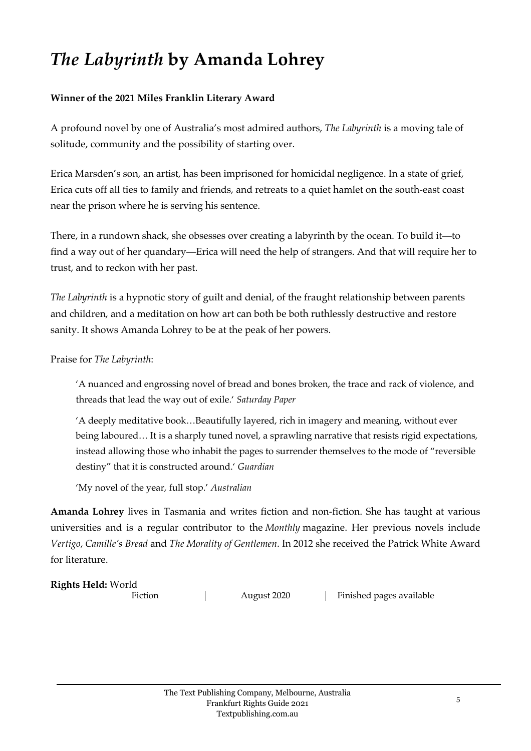# *The Labyrinth* by Amanda Lohrey

**Winner of the 2021 Miles Franklin Literary Award**

A profound novel by one of Australia's most admired authors, *The Labyrinth* is a moving tale of solitude, community and the possibility of starting over.

Erica Marsden's son, an artist, has been imprisoned for homicidal negligence. In a state of grief, Erica cuts off all ties to family and friends, and retreats to a quiet hamlet on the south-east coast near the prison where he is serving his sentence.

There, in a rundown shack, she obsesses over creating a labyrinth by the ocean. To build it—to find a way out of her quandary—Erica will need the help of strangers. And that will require her to trust, and to reckon with her past.

*The Labyrinth* is a hypnotic story of guilt and denial, of the fraught relationship between parents and children, and a meditation on how art can both be both ruthlessly destructive and restore sanity. It shows Amanda Lohrey to be at the peak of her powers.

Praise for *The Labyrinth*:

> 'A nuanced and engrossing novel of bread and bones broken, the trace and rack of violence, and threads that lead the way out of exile.' *Saturday Paper*
>
> 'A deeply meditative book…Beautifully layered, rich in imagery and meaning, without ever being laboured… It is a sharply tuned novel, a sprawling narrative that resists rigid expectations, instead allowing those who inhabit the pages to surrender themselves to the mode of "reversible destiny" that it is constructed around.' *Guardian*
>
> 'My novel of the year, full stop.' *Australian*

**Amanda Lohrey** lives in Tasmania and writes fiction and non-fiction. She has taught at various universities and is a regular contributor to the *Monthly* magazine. Her previous novels include *Vertigo*, *Camille's Bread* and *The Morality of Gentlemen*. In 2012 she received the Patrick White Award for literature.

**Rights Held:** World

Fiction | August 2020 | Finished pages available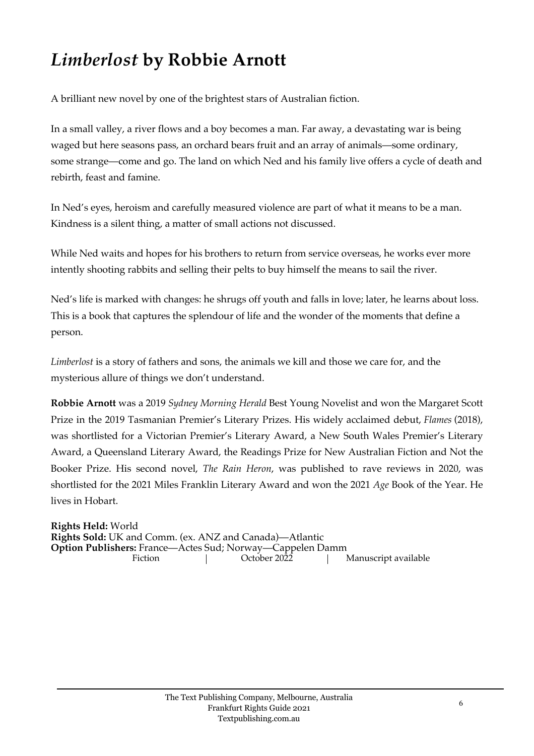# *Limberlost* by Robbie Arnott

A brilliant new novel by one of the brightest stars of Australian fiction.

In a small valley, a river flows and a boy becomes a man. Far away, a devastating war is being waged but here seasons pass, an orchard bears fruit and an array of animals—some ordinary, some strange—come and go. The land on which Ned and his family live offers a cycle of death and rebirth, feast and famine.

In Ned's eyes, heroism and carefully measured violence are part of what it means to be a man. Kindness is a silent thing, a matter of small actions not discussed.

While Ned waits and hopes for his brothers to return from service overseas, he works ever more intently shooting rabbits and selling their pelts to buy himself the means to sail the river.

Ned's life is marked with changes: he shrugs off youth and falls in love; later, he learns about loss. This is a book that captures the splendour of life and the wonder of the moments that define a person.

*Limberlost* is a story of fathers and sons, the animals we kill and those we care for, and the mysterious allure of things we don't understand.

**Robbie Arnott** was a 2019 *Sydney Morning Herald* Best Young Novelist and won the Margaret Scott Prize in the 2019 Tasmanian Premier's Literary Prizes. His widely acclaimed debut, *Flames* (2018), was shortlisted for a Victorian Premier's Literary Award, a New South Wales Premier's Literary Award, a Queensland Literary Award, the Readings Prize for New Australian Fiction and Not the Booker Prize. His second novel, *The Rain Heron*, was published to rave reviews in 2020, was shortlisted for the 2021 Miles Franklin Literary Award and won the 2021 *Age* Book of the Year. He lives in Hobart.

**Rights Held:** World
**Rights Sold:** UK and Comm. (ex. ANZ and Canada)—Atlantic
**Option Publishers:** France—Actes Sud; Norway—Cappelen Damm

Fiction | October 2022 | Manuscript available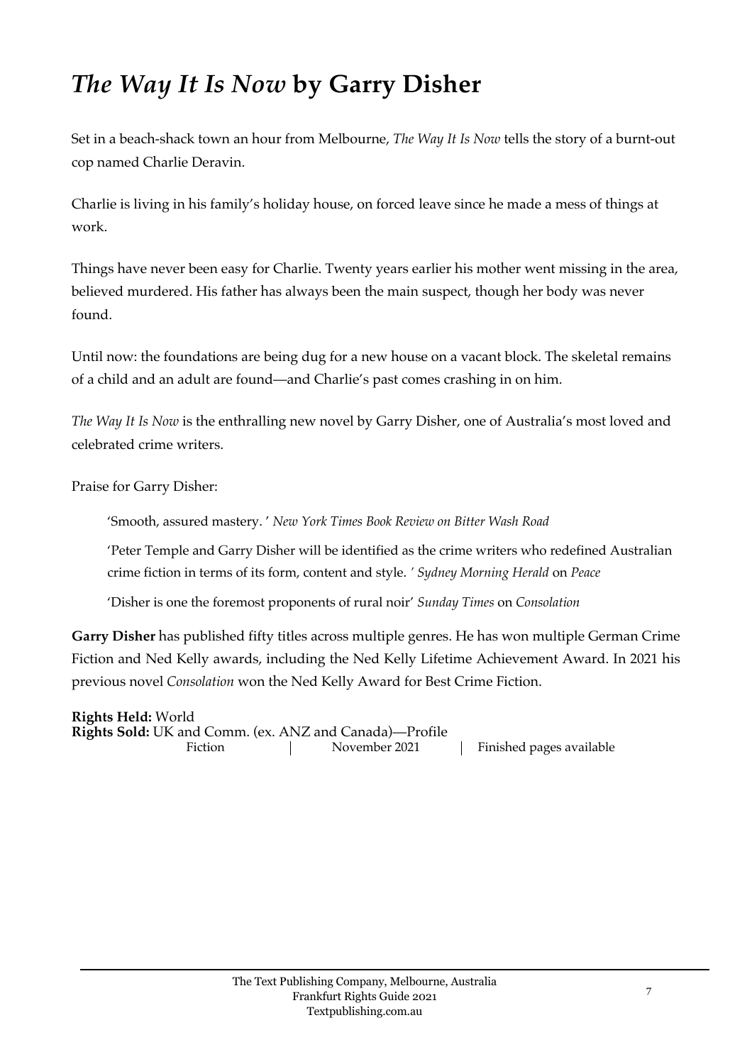# *The Way It Is Now* by Garry Disher

Set in a beach-shack town an hour from Melbourne, *The Way It Is Now* tells the story of a burnt-out cop named Charlie Deravin.

Charlie is living in his family's holiday house, on forced leave since he made a mess of things at work.

Things have never been easy for Charlie. Twenty years earlier his mother went missing in the area, believed murdered. His father has always been the main suspect, though her body was never found.

Until now: the foundations are being dug for a new house on a vacant block. The skeletal remains of a child and an adult are found—and Charlie's past comes crashing in on him.

*The Way It Is Now* is the enthralling new novel by Garry Disher, one of Australia's most loved and celebrated crime writers.

Praise for Garry Disher:

> 'Smooth, assured mastery. ' *New York Times Book Review on Bitter Wash Road*
>
> 'Peter Temple and Garry Disher will be identified as the crime writers who redefined Australian crime fiction in terms of its form, content and style. *' Sydney Morning Herald* on *Peace*
>
> 'Disher is one the foremost proponents of rural noir' *Sunday Times* on *Consolation*

**Garry Disher** has published fifty titles across multiple genres. He has won multiple German Crime Fiction and Ned Kelly awards, including the Ned Kelly Lifetime Achievement Award. In 2021 his previous novel *Consolation* won the Ned Kelly Award for Best Crime Fiction.

**Rights Held:** World
**Rights Sold:** UK and Comm. (ex. ANZ and Canada)—Profile

Fiction | November 2021 | Finished pages available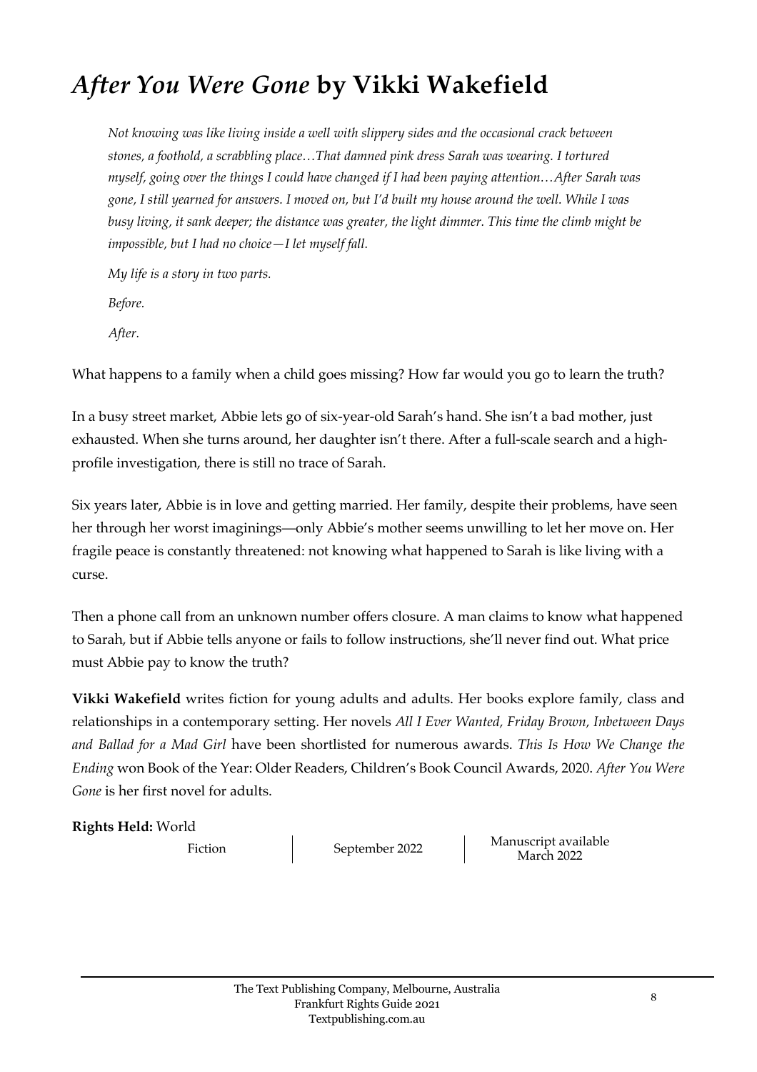# *After You Were Gone* by Vikki Wakefield

> *Not knowing was like living inside a well with slippery sides and the occasional crack between stones, a foothold, a scrabbling place…That damned pink dress Sarah was wearing. I tortured myself, going over the things I could have changed if I had been paying attention…After Sarah was gone, I still yearned for answers. I moved on, but I'd built my house around the well. While I was busy living, it sank deeper; the distance was greater, the light dimmer. This time the climb might be impossible, but I had no choice—I let myself fall.*
>
> *My life is a story in two parts.*
>
> *Before.*
>
> *After.*

What happens to a family when a child goes missing? How far would you go to learn the truth?

In a busy street market, Abbie lets go of six-year-old Sarah's hand. She isn't a bad mother, just exhausted. When she turns around, her daughter isn't there. After a full-scale search and a high-profile investigation, there is still no trace of Sarah.

Six years later, Abbie is in love and getting married. Her family, despite their problems, have seen her through her worst imaginings—only Abbie's mother seems unwilling to let her move on. Her fragile peace is constantly threatened: not knowing what happened to Sarah is like living with a curse.

Then a phone call from an unknown number offers closure. A man claims to know what happened to Sarah, but if Abbie tells anyone or fails to follow instructions, she'll never find out. What price must Abbie pay to know the truth?

**Vikki Wakefield** writes fiction for young adults and adults. Her books explore family, class and relationships in a contemporary setting. Her novels *All I Ever Wanted, Friday Brown, Inbetween Days and Ballad for a Mad Girl* have been shortlisted for numerous awards. *This Is How We Change the Ending* won Book of the Year: Older Readers, Children's Book Council Awards, 2020. *After You Were Gone* is her first novel for adults.

**Rights Held:** World

Fiction | September 2022 | Manuscript available March 2022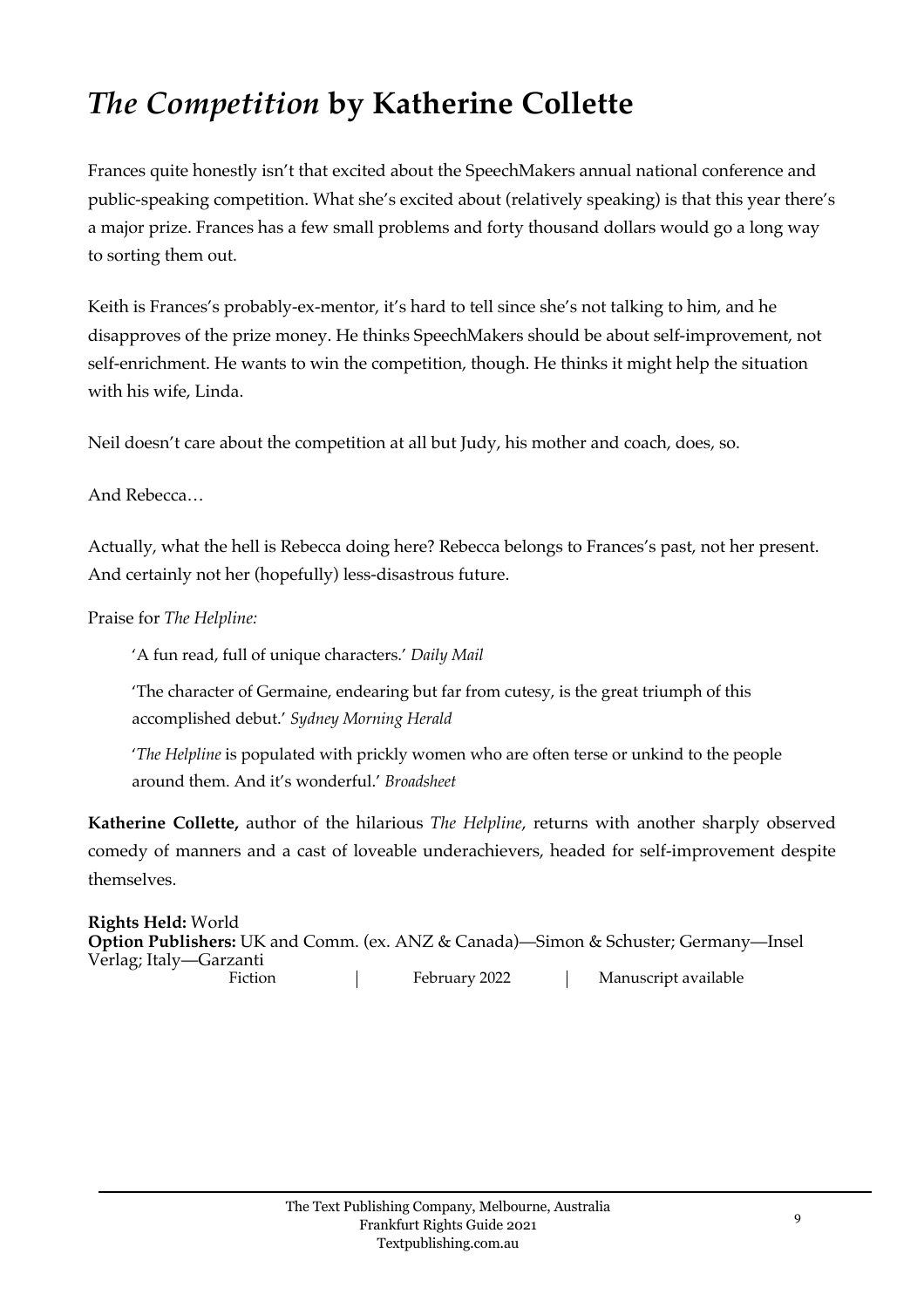# *The Competition* by Katherine Collette

Frances quite honestly isn't that excited about the SpeechMakers annual national conference and public-speaking competition. What she's excited about (relatively speaking) is that this year there's a major prize. Frances has a few small problems and forty thousand dollars would go a long way to sorting them out.

Keith is Frances's probably-ex-mentor, it's hard to tell since she's not talking to him, and he disapproves of the prize money. He thinks SpeechMakers should be about self-improvement, not self-enrichment. He wants to win the competition, though. He thinks it might help the situation with his wife, Linda.

Neil doesn't care about the competition at all but Judy, his mother and coach, does, so.

And Rebecca…

Actually, what the hell is Rebecca doing here? Rebecca belongs to Frances's past, not her present. And certainly not her (hopefully) less-disastrous future.

Praise for *The Helpline:*

> 'A fun read, full of unique characters.' *Daily Mail*
>
> 'The character of Germaine, endearing but far from cutesy, is the great triumph of this accomplished debut.' *Sydney Morning Herald*
>
> '*The Helpline* is populated with prickly women who are often terse or unkind to the people around them. And it's wonderful.' *Broadsheet*

**Katherine Collette,** author of the hilarious *The Helpline*, returns with another sharply observed comedy of manners and a cast of loveable underachievers, headed for self-improvement despite themselves.

**Rights Held:** World
**Option Publishers:** UK and Comm. (ex. ANZ & Canada)—Simon & Schuster; Germany—Insel Verlag; Italy—Garzanti

Fiction | February 2022 | Manuscript available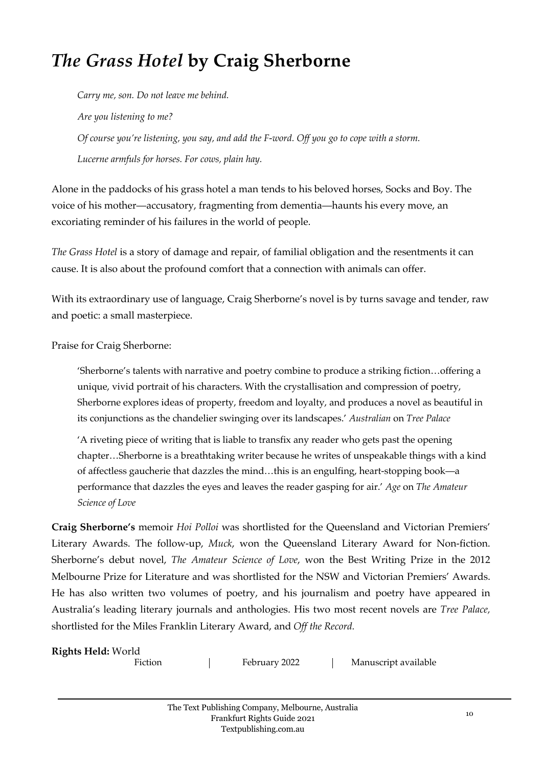# *The Grass Hotel* by Craig Sherborne

*Carry me, son. Do not leave me behind.*

*Are you listening to me?*

*Of course you're listening, you say, and add the F-word. Off you go to cope with a storm.*

*Lucerne armfuls for horses. For cows, plain hay.*

Alone in the paddocks of his grass hotel a man tends to his beloved horses, Socks and Boy. The voice of his mother—accusatory, fragmenting from dementia—haunts his every move, an excoriating reminder of his failures in the world of people.

*The Grass Hotel* is a story of damage and repair, of familial obligation and the resentments it can cause. It is also about the profound comfort that a connection with animals can offer.

With its extraordinary use of language, Craig Sherborne's novel is by turns savage and tender, raw and poetic: a small masterpiece.

Praise for Craig Sherborne:

> 'Sherborne's talents with narrative and poetry combine to produce a striking fiction…offering a unique, vivid portrait of his characters. With the crystallisation and compression of poetry, Sherborne explores ideas of property, freedom and loyalty, and produces a novel as beautiful in its conjunctions as the chandelier swinging over its landscapes.' *Australian* on *Tree Palace*

> 'A riveting piece of writing that is liable to transfix any reader who gets past the opening chapter…Sherborne is a breathtaking writer because he writes of unspeakable things with a kind of affectless gaucherie that dazzles the mind…this is an engulfing, heart-stopping book—a performance that dazzles the eyes and leaves the reader gasping for air.' *Age* on *The Amateur Science of Love*

**Craig Sherborne's** memoir *Hoi Polloi* was shortlisted for the Queensland and Victorian Premiers' Literary Awards. The follow-up, *Muck*, won the Queensland Literary Award for Non-fiction. Sherborne's debut novel, *The Amateur Science of Love*, won the Best Writing Prize in the 2012 Melbourne Prize for Literature and was shortlisted for the NSW and Victorian Premiers' Awards. He has also written two volumes of poetry, and his journalism and poetry have appeared in Australia's leading literary journals and anthologies. His two most recent novels are *Tree Palace,* shortlisted for the Miles Franklin Literary Award, and *Off the Record.*

**Rights Held:** World

Fiction | February 2022 | Manuscript available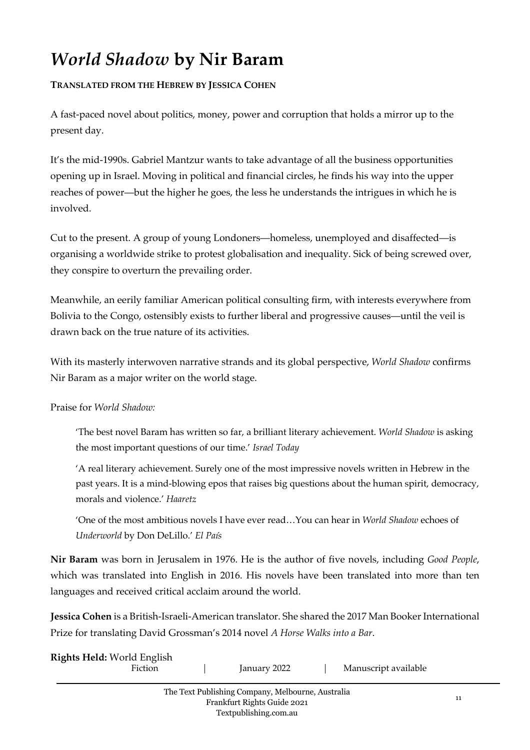# *World Shadow* by Nir Baram

**TRANSLATED FROM THE HEBREW BY JESSICA COHEN**

A fast-paced novel about politics, money, power and corruption that holds a mirror up to the present day.

It's the mid-1990s. Gabriel Mantzur wants to take advantage of all the business opportunities opening up in Israel. Moving in political and financial circles, he finds his way into the upper reaches of power—but the higher he goes, the less he understands the intrigues in which he is involved.

Cut to the present. A group of young Londoners—homeless, unemployed and disaffected—is organising a worldwide strike to protest globalisation and inequality. Sick of being screwed over, they conspire to overturn the prevailing order.

Meanwhile, an eerily familiar American political consulting firm, with interests everywhere from Bolivia to the Congo, ostensibly exists to further liberal and progressive causes—until the veil is drawn back on the true nature of its activities.

With its masterly interwoven narrative strands and its global perspective, *World Shadow* confirms Nir Baram as a major writer on the world stage.

Praise for *World Shadow:*

> 'The best novel Baram has written so far, a brilliant literary achievement. *World Shadow* is asking the most important questions of our time.' *Israel Today*
>
> 'A real literary achievement. Surely one of the most impressive novels written in Hebrew in the past years. It is a mind-blowing epos that raises big questions about the human spirit, democracy, morals and violence.' *Haaretz*
>
> 'One of the most ambitious novels I have ever read…You can hear in *World Shadow* echoes of *Underworld* by Don DeLillo.' *El País*

**Nir Baram** was born in Jerusalem in 1976. He is the author of five novels, including *Good People*, which was translated into English in 2016. His novels have been translated into more than ten languages and received critical acclaim around the world.

**Jessica Cohen** is a British-Israeli-American translator. She shared the 2017 Man Booker International Prize for translating David Grossman's 2014 novel *A Horse Walks into a Bar*.

**Rights Held:** World English

Fiction | January 2022 | Manuscript available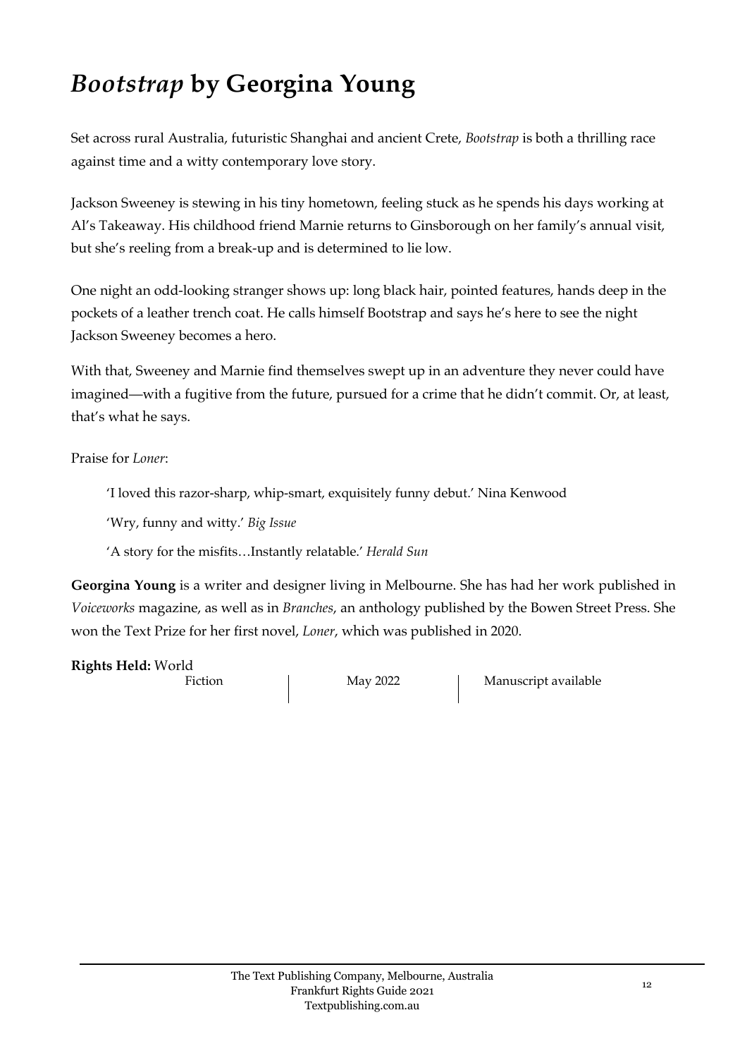# *Bootstrap* by Georgina Young

Set across rural Australia, futuristic Shanghai and ancient Crete, *Bootstrap* is both a thrilling race against time and a witty contemporary love story.

Jackson Sweeney is stewing in his tiny hometown, feeling stuck as he spends his days working at Al's Takeaway. His childhood friend Marnie returns to Ginsborough on her family's annual visit, but she's reeling from a break-up and is determined to lie low.

One night an odd-looking stranger shows up: long black hair, pointed features, hands deep in the pockets of a leather trench coat. He calls himself Bootstrap and says he's here to see the night Jackson Sweeney becomes a hero.

With that, Sweeney and Marnie find themselves swept up in an adventure they never could have imagined—with a fugitive from the future, pursued for a crime that he didn't commit. Or, at least, that's what he says.

Praise for *Loner*:

> 'I loved this razor-sharp, whip-smart, exquisitely funny debut.' Nina Kenwood
>
> 'Wry, funny and witty.' *Big Issue*
>
> 'A story for the misfits…Instantly relatable.' *Herald Sun*

**Georgina Young** is a writer and designer living in Melbourne. She has had her work published in *Voiceworks* magazine, as well as in *Branches*, an anthology published by the Bowen Street Press. She won the Text Prize for her first novel, *Loner*, which was published in 2020.

**Rights Held:** World

Fiction | May 2022 | Manuscript available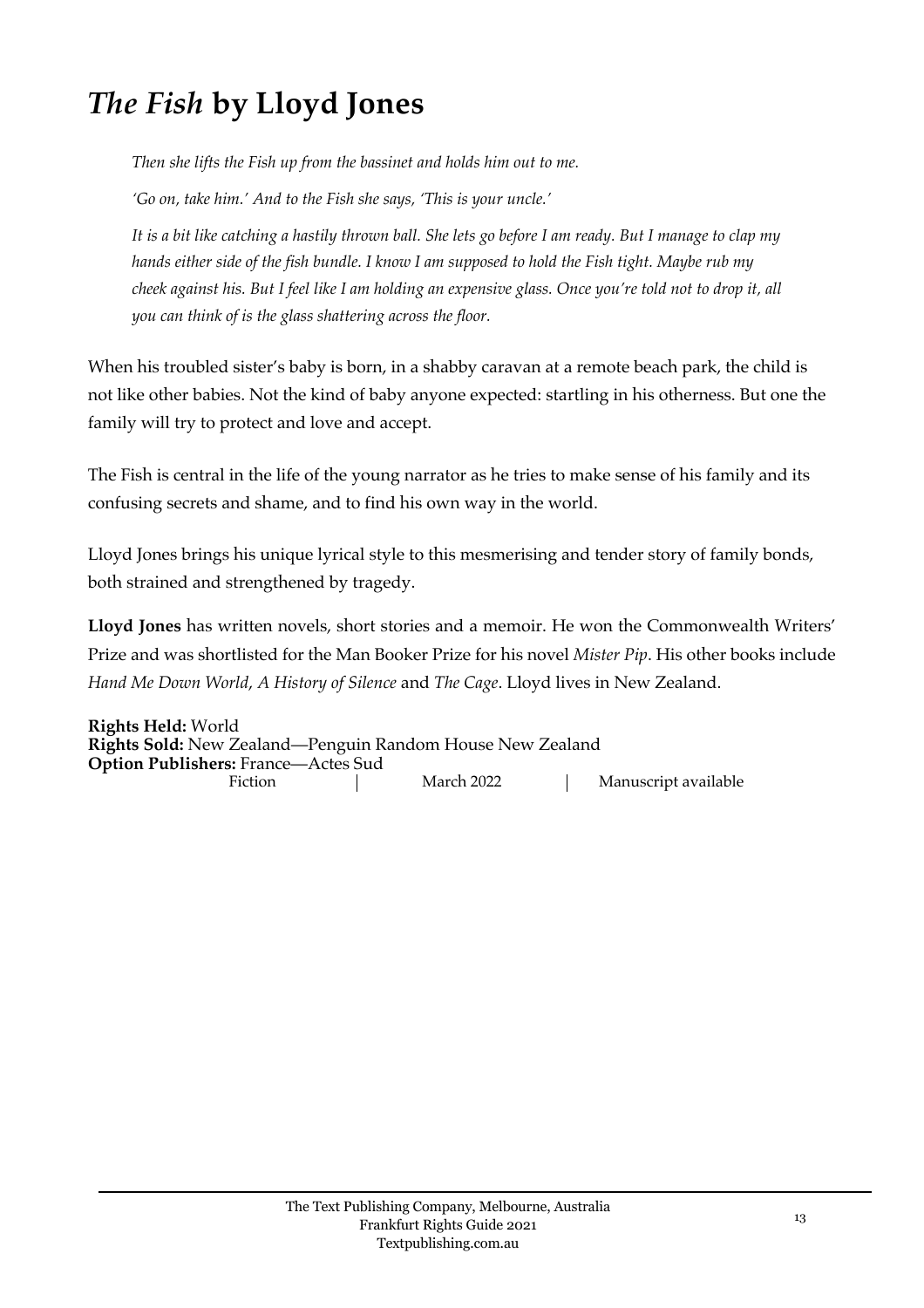# *The Fish* by Lloyd Jones

*Then she lifts the Fish up from the bassinet and holds him out to me.*

*'Go on, take him.' And to the Fish she says, 'This is your uncle.'*

*It is a bit like catching a hastily thrown ball. She lets go before I am ready. But I manage to clap my hands either side of the fish bundle. I know I am supposed to hold the Fish tight. Maybe rub my cheek against his. But I feel like I am holding an expensive glass. Once you're told not to drop it, all you can think of is the glass shattering across the floor.*

When his troubled sister's baby is born, in a shabby caravan at a remote beach park, the child is not like other babies. Not the kind of baby anyone expected: startling in his otherness. But one the family will try to protect and love and accept.

The Fish is central in the life of the young narrator as he tries to make sense of his family and its confusing secrets and shame, and to find his own way in the world.

Lloyd Jones brings his unique lyrical style to this mesmerising and tender story of family bonds, both strained and strengthened by tragedy.

**Lloyd Jones** has written novels, short stories and a memoir. He won the Commonwealth Writers' Prize and was shortlisted for the Man Booker Prize for his novel *Mister Pip*. His other books include *Hand Me Down World*, *A History of Silence* and *The Cage*. Lloyd lives in New Zealand.

**Rights Held:** World
**Rights Sold:** New Zealand—Penguin Random House New Zealand
**Option Publishers:** France—Actes Sud

Fiction | March 2022 | Manuscript available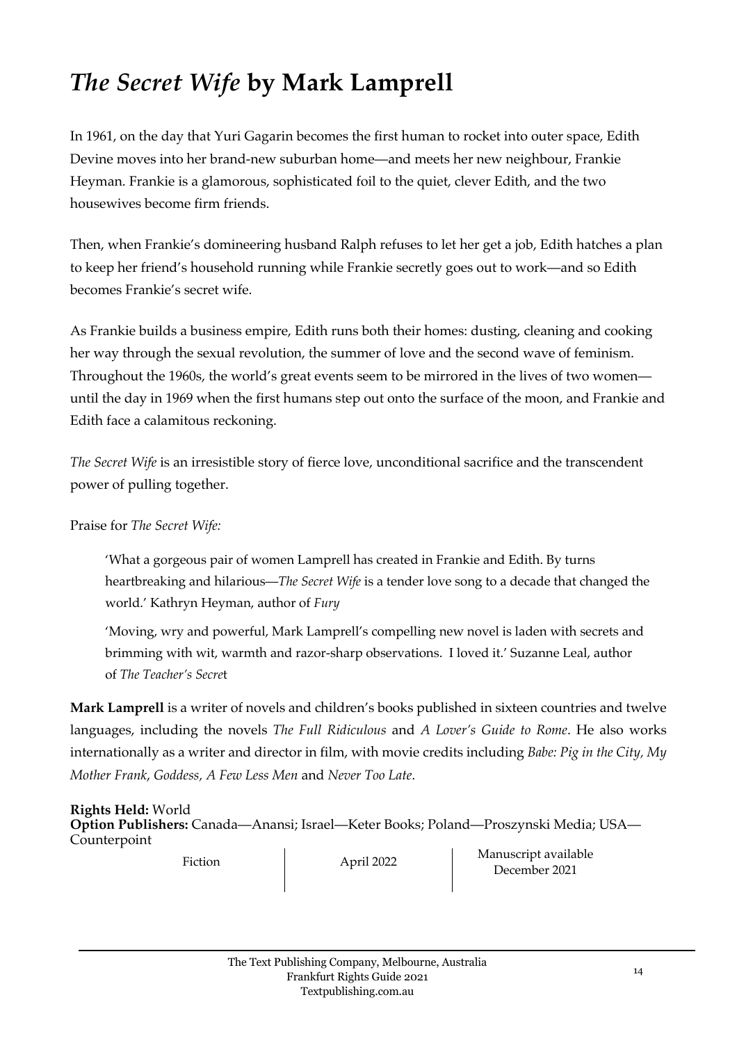# *The Secret Wife* by Mark Lamprell

In 1961, on the day that Yuri Gagarin becomes the first human to rocket into outer space, Edith Devine moves into her brand-new suburban home—and meets her new neighbour, Frankie Heyman. Frankie is a glamorous, sophisticated foil to the quiet, clever Edith, and the two housewives become firm friends.

Then, when Frankie's domineering husband Ralph refuses to let her get a job, Edith hatches a plan to keep her friend's household running while Frankie secretly goes out to work—and so Edith becomes Frankie's secret wife.

As Frankie builds a business empire, Edith runs both their homes: dusting, cleaning and cooking her way through the sexual revolution, the summer of love and the second wave of feminism. Throughout the 1960s, the world's great events seem to be mirrored in the lives of two women—until the day in 1969 when the first humans step out onto the surface of the moon, and Frankie and Edith face a calamitous reckoning.

*The Secret Wife* is an irresistible story of fierce love, unconditional sacrifice and the transcendent power of pulling together.

Praise for *The Secret Wife:*

> 'What a gorgeous pair of women Lamprell has created in Frankie and Edith. By turns heartbreaking and hilarious—*The Secret Wife* is a tender love song to a decade that changed the world.' Kathryn Heyman, author of *Fury*

> 'Moving, wry and powerful, Mark Lamprell's compelling new novel is laden with secrets and brimming with wit, warmth and razor-sharp observations. I loved it.' Suzanne Leal, author of *The Teacher's Secret*

**Mark Lamprell** is a writer of novels and children's books published in sixteen countries and twelve languages, including the novels *The Full Ridiculous* and *A Lover's Guide to Rome*. He also works internationally as a writer and director in film, with movie credits including *Babe: Pig in the City*, *My Mother Frank*, *Goddess*, *A Few Less Men* and *Never Too Late*.

**Rights Held:** World
**Option Publishers:** Canada—Anansi; Israel—Keter Books; Poland—Proszynski Media; USA—Counterpoint

Fiction | April 2022 | Manuscript available December 2021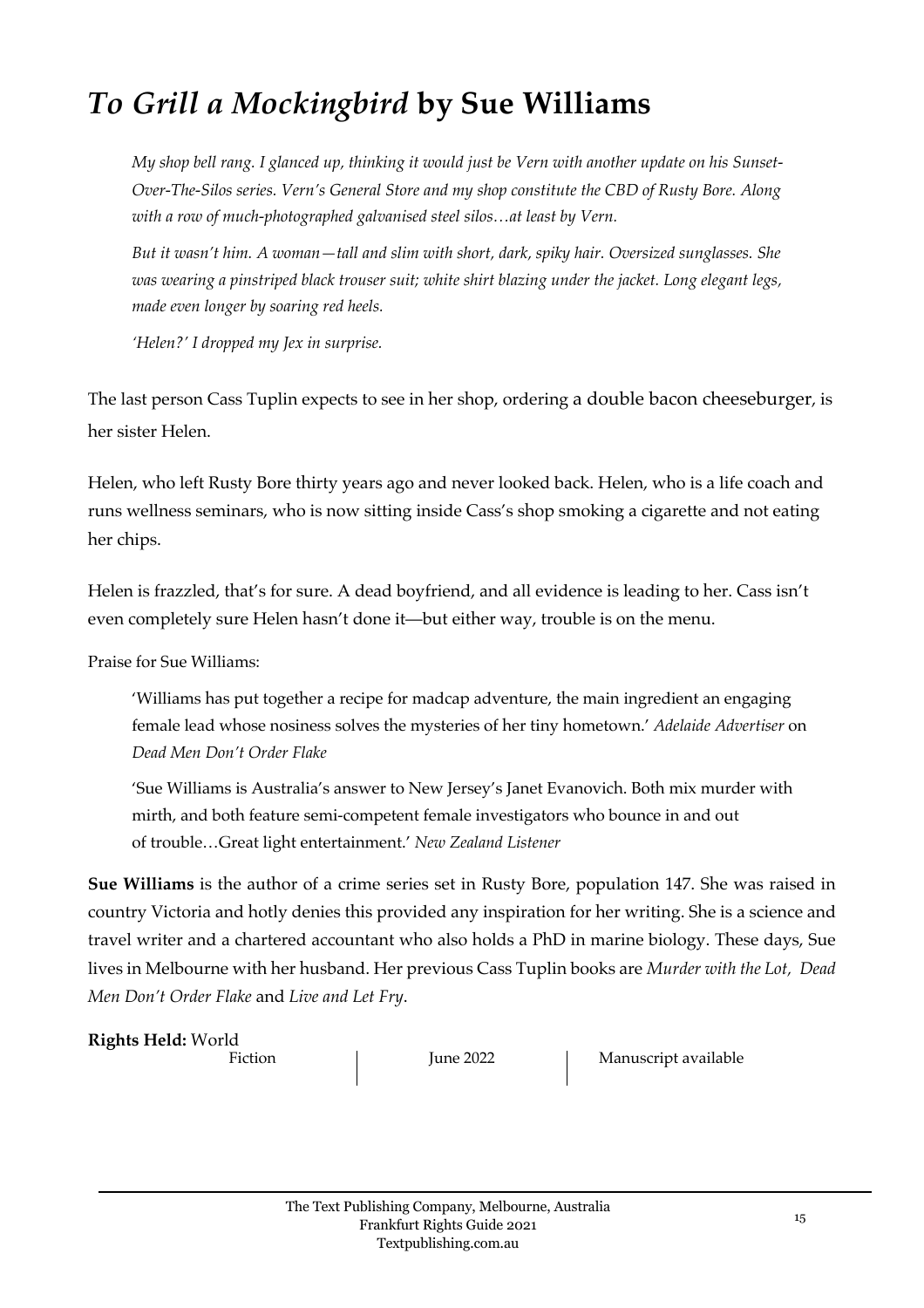# *To Grill a Mockingbird* by Sue Williams

> *My shop bell rang. I glanced up, thinking it would just be Vern with another update on his Sunset-Over-The-Silos series. Vern's General Store and my shop constitute the CBD of Rusty Bore. Along with a row of much-photographed galvanised steel silos…at least by Vern.*
>
> *But it wasn't him. A woman—tall and slim with short, dark, spiky hair. Oversized sunglasses. She was wearing a pinstriped black trouser suit; white shirt blazing under the jacket. Long elegant legs, made even longer by soaring red heels.*
>
> *'Helen?' I dropped my Jex in surprise.*

The last person Cass Tuplin expects to see in her shop, ordering a double bacon cheeseburger, is her sister Helen.

Helen, who left Rusty Bore thirty years ago and never looked back. Helen, who is a life coach and runs wellness seminars, who is now sitting inside Cass's shop smoking a cigarette and not eating her chips.

Helen is frazzled, that's for sure. A dead boyfriend, and all evidence is leading to her. Cass isn't even completely sure Helen hasn't done it—but either way, trouble is on the menu.

Praise for Sue Williams:

> 'Williams has put together a recipe for madcap adventure, the main ingredient an engaging female lead whose nosiness solves the mysteries of her tiny hometown.' *Adelaide Advertiser* on *Dead Men Don't Order Flake*
>
> 'Sue Williams is Australia's answer to New Jersey's Janet Evanovich. Both mix murder with mirth, and both feature semi-competent female investigators who bounce in and out of trouble…Great light entertainment.' *New Zealand Listener*

**Sue Williams** is the author of a crime series set in Rusty Bore, population 147. She was raised in country Victoria and hotly denies this provided any inspiration for her writing. She is a science and travel writer and a chartered accountant who also holds a PhD in marine biology. These days, Sue lives in Melbourne with her husband. Her previous Cass Tuplin books are *Murder with the Lot*, *Dead Men Don't Order Flake* and *Live and Let Fry*.

**Rights Held:** World

Fiction | June 2022 | Manuscript available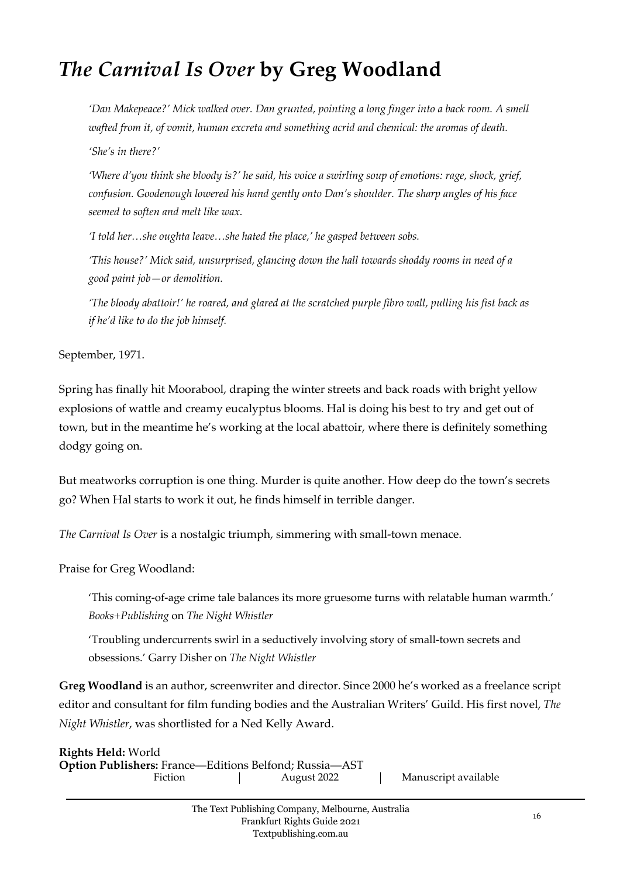# *The Carnival Is Over* by Greg Woodland

> *'Dan Makepeace?' Mick walked over. Dan grunted, pointing a long finger into a back room. A smell wafted from it, of vomit, human excreta and something acrid and chemical: the aromas of death.*
>
> *'She's in there?'*
>
> *'Where d'you think she bloody is?' he said, his voice a swirling soup of emotions: rage, shock, grief, confusion. Goodenough lowered his hand gently onto Dan's shoulder. The sharp angles of his face seemed to soften and melt like wax.*
>
> *'I told her…she oughta leave…she hated the place,' he gasped between sobs.*
>
> *'This house?' Mick said, unsurprised, glancing down the hall towards shoddy rooms in need of a good paint job—or demolition.*
>
> *'The bloody abattoir!' he roared, and glared at the scratched purple fibro wall, pulling his fist back as if he'd like to do the job himself.*

September, 1971.

Spring has finally hit Moorabool, draping the winter streets and back roads with bright yellow explosions of wattle and creamy eucalyptus blooms. Hal is doing his best to try and get out of town, but in the meantime he's working at the local abattoir, where there is definitely something dodgy going on.

But meatworks corruption is one thing. Murder is quite another. How deep do the town's secrets go? When Hal starts to work it out, he finds himself in terrible danger.

*The Carnival Is Over* is a nostalgic triumph, simmering with small-town menace.

Praise for Greg Woodland:

> 'This coming-of-age crime tale balances its more gruesome turns with relatable human warmth.' *Books+Publishing* on *The Night Whistler*
>
> 'Troubling undercurrents swirl in a seductively involving story of small-town secrets and obsessions.' Garry Disher on *The Night Whistler*

**Greg Woodland** is an author, screenwriter and director. Since 2000 he's worked as a freelance script editor and consultant for film funding bodies and the Australian Writers' Guild. His first novel, *The Night Whistler*, was shortlisted for a Ned Kelly Award.

**Rights Held:** World
**Option Publishers:** France—Editions Belfond; Russia—AST

Fiction | August 2022 | Manuscript available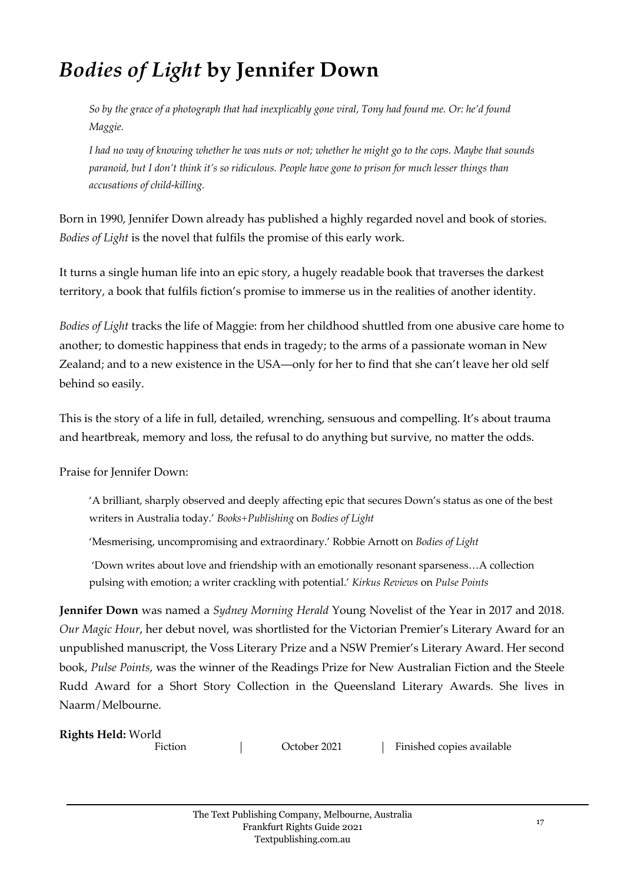# *Bodies of Light* by Jennifer Down

> *So by the grace of a photograph that had inexplicably gone viral, Tony had found me. Or: he'd found Maggie.*
>
> *I had no way of knowing whether he was nuts or not; whether he might go to the cops. Maybe that sounds paranoid, but I don't think it's so ridiculous. People have gone to prison for much lesser things than accusations of child-killing.*

Born in 1990, Jennifer Down already has published a highly regarded novel and book of stories. *Bodies of Light* is the novel that fulfils the promise of this early work.

It turns a single human life into an epic story, a hugely readable book that traverses the darkest territory, a book that fulfils fiction's promise to immerse us in the realities of another identity.

*Bodies of Light* tracks the life of Maggie: from her childhood shuttled from one abusive care home to another; to domestic happiness that ends in tragedy; to the arms of a passionate woman in New Zealand; and to a new existence in the USA—only for her to find that she can't leave her old self behind so easily.

This is the story of a life in full, detailed, wrenching, sensuous and compelling. It's about trauma and heartbreak, memory and loss, the refusal to do anything but survive, no matter the odds.

Praise for Jennifer Down:

> 'A brilliant, sharply observed and deeply affecting epic that secures Down's status as one of the best writers in Australia today.' *Books+Publishing* on *Bodies of Light*
>
> 'Mesmerising, uncompromising and extraordinary.' Robbie Arnott on *Bodies of Light*
>
> 'Down writes about love and friendship with an emotionally resonant sparseness…A collection pulsing with emotion; a writer crackling with potential.' *Kirkus Reviews* on *Pulse Points*

**Jennifer Down** was named a *Sydney Morning Herald* Young Novelist of the Year in 2017 and 2018. *Our Magic Hour*, her debut novel, was shortlisted for the Victorian Premier's Literary Award for an unpublished manuscript, the Voss Literary Prize and a NSW Premier's Literary Award. Her second book, *Pulse Points*, was the winner of the Readings Prize for New Australian Fiction and the Steele Rudd Award for a Short Story Collection in the Queensland Literary Awards. She lives in Naarm/Melbourne.

**Rights Held:** World

Fiction | October 2021 | Finished copies available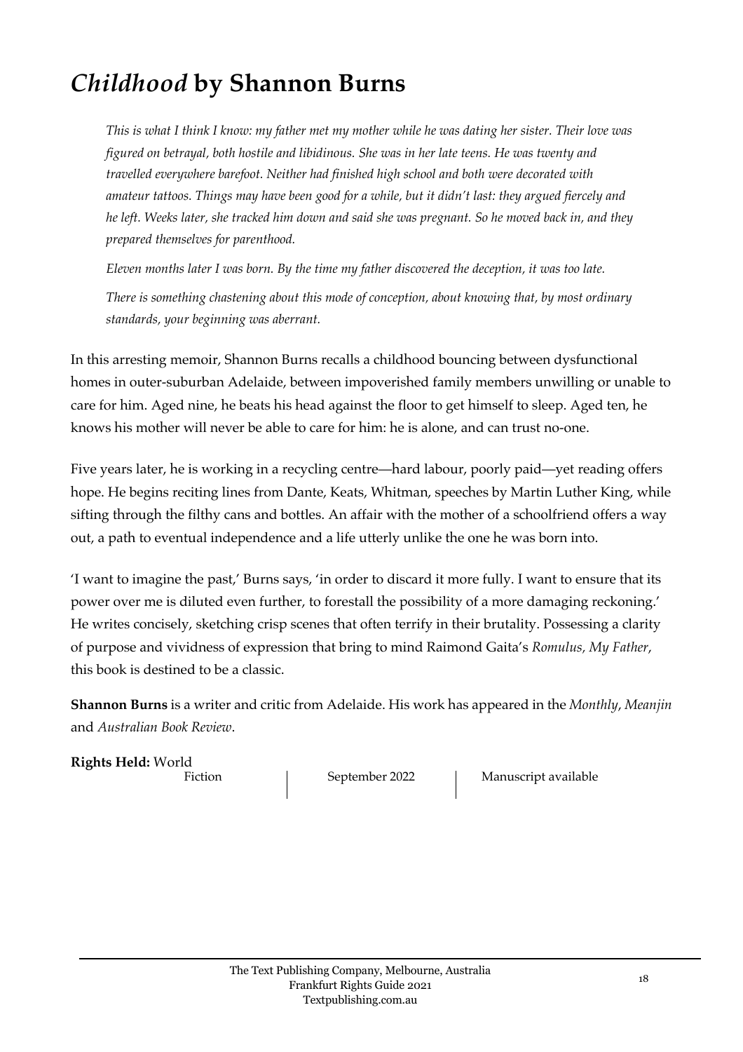# *Childhood* by Shannon Burns

> *This is what I think I know: my father met my mother while he was dating her sister. Their love was figured on betrayal, both hostile and libidinous. She was in her late teens. He was twenty and travelled everywhere barefoot. Neither had finished high school and both were decorated with amateur tattoos. Things may have been good for a while, but it didn't last: they argued fiercely and he left. Weeks later, she tracked him down and said she was pregnant. So he moved back in, and they prepared themselves for parenthood.*
>
> *Eleven months later I was born. By the time my father discovered the deception, it was too late.*
>
> *There is something chastening about this mode of conception, about knowing that, by most ordinary standards, your beginning was aberrant.*

In this arresting memoir, Shannon Burns recalls a childhood bouncing between dysfunctional homes in outer-suburban Adelaide, between impoverished family members unwilling or unable to care for him. Aged nine, he beats his head against the floor to get himself to sleep. Aged ten, he knows his mother will never be able to care for him: he is alone, and can trust no-one.

Five years later, he is working in a recycling centre—hard labour, poorly paid—yet reading offers hope. He begins reciting lines from Dante, Keats, Whitman, speeches by Martin Luther King, while sifting through the filthy cans and bottles. An affair with the mother of a schoolfriend offers a way out, a path to eventual independence and a life utterly unlike the one he was born into.

'I want to imagine the past,' Burns says, 'in order to discard it more fully. I want to ensure that its power over me is diluted even further, to forestall the possibility of a more damaging reckoning.' He writes concisely, sketching crisp scenes that often terrify in their brutality. Possessing a clarity of purpose and vividness of expression that bring to mind Raimond Gaita's *Romulus, My Father*, this book is destined to be a classic.

**Shannon Burns** is a writer and critic from Adelaide. His work has appeared in the *Monthly*, *Meanjin* and *Australian Book Review*.

**Rights Held:** World

Fiction | September 2022 | Manuscript available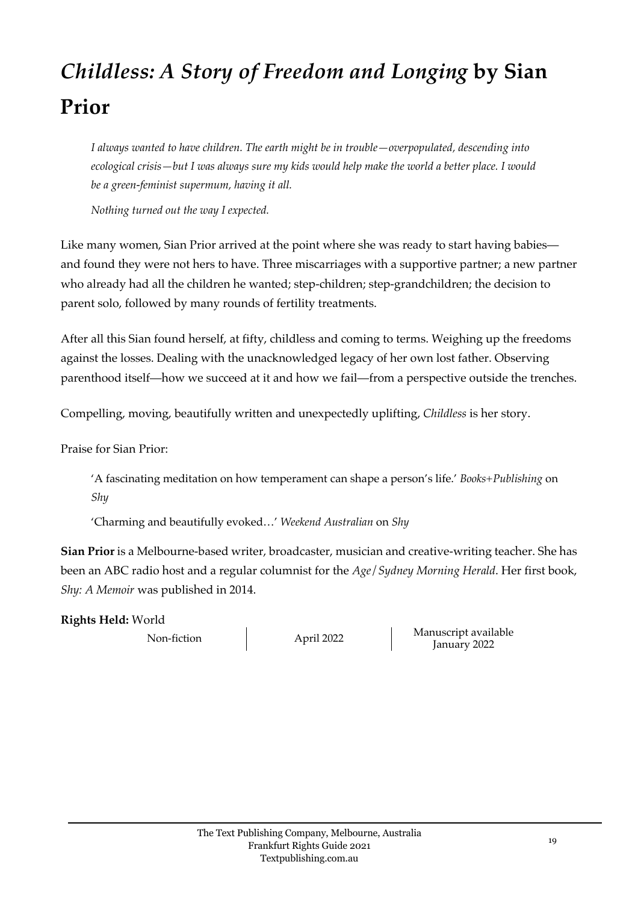# *Childless: A Story of Freedom and Longing* by Sian Prior

> *I always wanted to have children. The earth might be in trouble—overpopulated, descending into ecological crisis—but I was always sure my kids would help make the world a better place. I would be a green-feminist supermum, having it all.*
>
> *Nothing turned out the way I expected.*

Like many women, Sian Prior arrived at the point where she was ready to start having babies—and found they were not hers to have. Three miscarriages with a supportive partner; a new partner who already had all the children he wanted; step-children; step-grandchildren; the decision to parent solo, followed by many rounds of fertility treatments.

After all this Sian found herself, at fifty, childless and coming to terms. Weighing up the freedoms against the losses. Dealing with the unacknowledged legacy of her own lost father. Observing parenthood itself—how we succeed at it and how we fail—from a perspective outside the trenches.

Compelling, moving, beautifully written and unexpectedly uplifting, *Childless* is her story.

Praise for Sian Prior:

> 'A fascinating meditation on how temperament can shape a person's life.' *Books+Publishing* on *Shy*
>
> 'Charming and beautifully evoked…' *Weekend Australian* on *Shy*

**Sian Prior** is a Melbourne-based writer, broadcaster, musician and creative-writing teacher. She has been an ABC radio host and a regular columnist for the *Age/Sydney Morning Herald*. Her first book, *Shy: A Memoir* was published in 2014.

**Rights Held:** World

Non-fiction | April 2022 | Manuscript available January 2022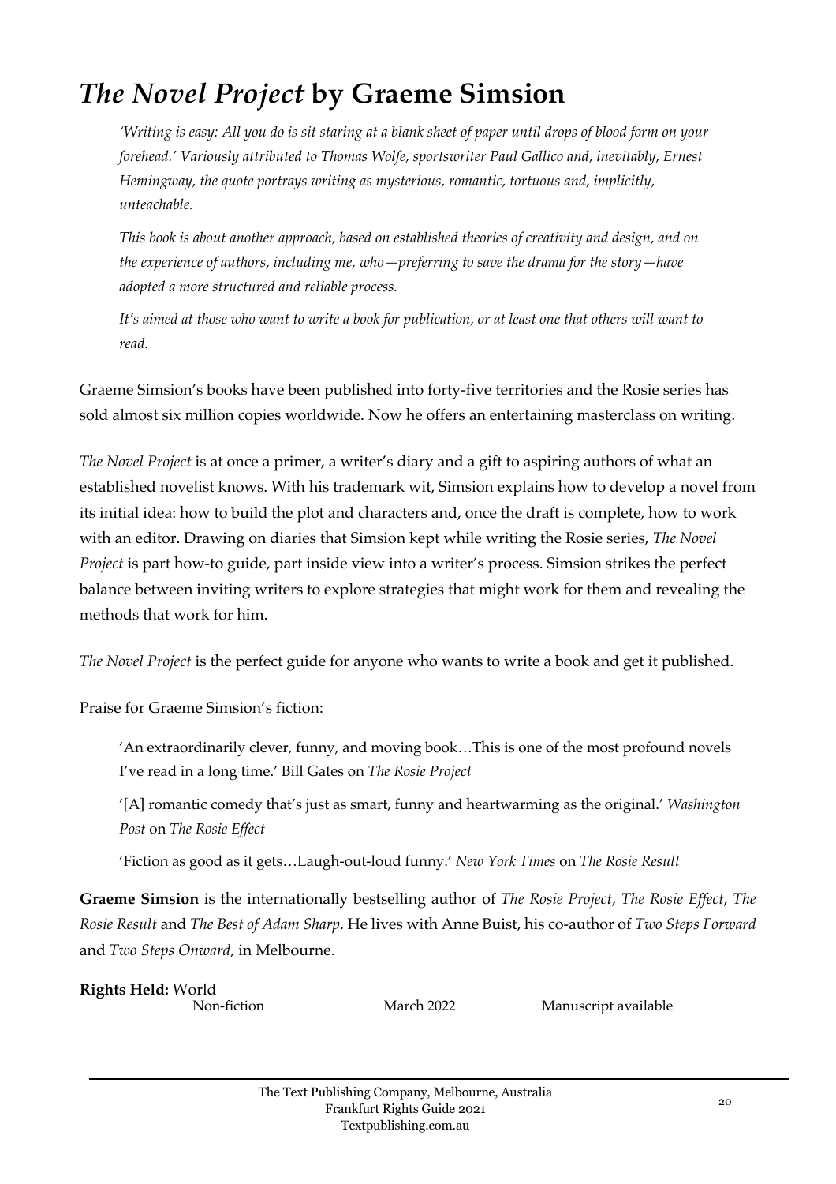# *The Novel Project* by Graeme Simsion

*'Writing is easy: All you do is sit staring at a blank sheet of paper until drops of blood form on your forehead.' Variously attributed to Thomas Wolfe, sportswriter Paul Gallico and, inevitably, Ernest Hemingway, the quote portrays writing as mysterious, romantic, tortuous and, implicitly, unteachable.*

*This book is about another approach, based on established theories of creativity and design, and on the experience of authors, including me, who—preferring to save the drama for the story—have adopted a more structured and reliable process.*

*It's aimed at those who want to write a book for publication, or at least one that others will want to read.*

Graeme Simsion's books have been published into forty-five territories and the Rosie series has sold almost six million copies worldwide. Now he offers an entertaining masterclass on writing.

*The Novel Project* is at once a primer, a writer's diary and a gift to aspiring authors of what an established novelist knows. With his trademark wit, Simsion explains how to develop a novel from its initial idea: how to build the plot and characters and, once the draft is complete, how to work with an editor. Drawing on diaries that Simsion kept while writing the Rosie series, *The Novel Project* is part how-to guide, part inside view into a writer's process. Simsion strikes the perfect balance between inviting writers to explore strategies that might work for them and revealing the methods that work for him.

*The Novel Project* is the perfect guide for anyone who wants to write a book and get it published.

Praise for Graeme Simsion's fiction:

'An extraordinarily clever, funny, and moving book…This is one of the most profound novels I've read in a long time.' Bill Gates on *The Rosie Project*

'[A] romantic comedy that's just as smart, funny and heartwarming as the original.' *Washington Post* on *The Rosie Effect*

'Fiction as good as it gets…Laugh-out-loud funny.' *New York Times* on *The Rosie Result*

**Graeme Simsion** is the internationally bestselling author of *The Rosie Project*, *The Rosie Effect*, *The Rosie Result* and *The Best of Adam Sharp*. He lives with Anne Buist, his co-author of *Two Steps Forward* and *Two Steps Onward*, in Melbourne.

**Rights Held:** World

Non-fiction | March 2022 | Manuscript available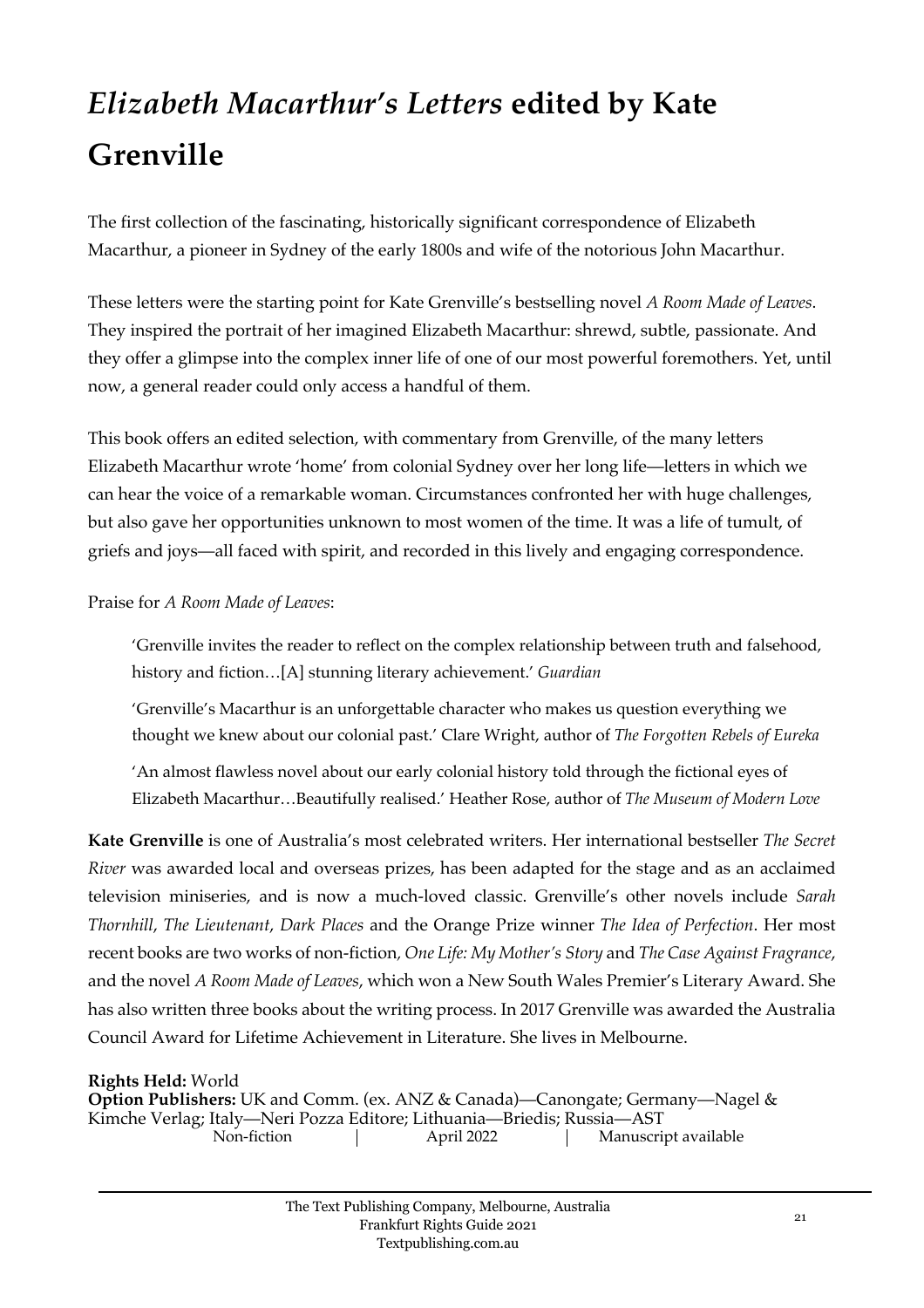# *Elizabeth Macarthur's Letters* edited by Kate Grenville

The first collection of the fascinating, historically significant correspondence of Elizabeth Macarthur, a pioneer in Sydney of the early 1800s and wife of the notorious John Macarthur.

These letters were the starting point for Kate Grenville's bestselling novel *A Room Made of Leaves*. They inspired the portrait of her imagined Elizabeth Macarthur: shrewd, subtle, passionate. And they offer a glimpse into the complex inner life of one of our most powerful foremothers. Yet, until now, a general reader could only access a handful of them.

This book offers an edited selection, with commentary from Grenville, of the many letters Elizabeth Macarthur wrote 'home' from colonial Sydney over her long life—letters in which we can hear the voice of a remarkable woman. Circumstances confronted her with huge challenges, but also gave her opportunities unknown to most women of the time. It was a life of tumult, of griefs and joys—all faced with spirit, and recorded in this lively and engaging correspondence.

Praise for *A Room Made of Leaves*:

> 'Grenville invites the reader to reflect on the complex relationship between truth and falsehood, history and fiction…[A] stunning literary achievement.' *Guardian*
>
> 'Grenville's Macarthur is an unforgettable character who makes us question everything we thought we knew about our colonial past.' Clare Wright, author of *The Forgotten Rebels of Eureka*
>
> 'An almost flawless novel about our early colonial history told through the fictional eyes of Elizabeth Macarthur…Beautifully realised.' Heather Rose, author of *The Museum of Modern Love*

**Kate Grenville** is one of Australia's most celebrated writers. Her international bestseller *The Secret River* was awarded local and overseas prizes, has been adapted for the stage and as an acclaimed television miniseries, and is now a much-loved classic. Grenville's other novels include *Sarah Thornhill*, *The Lieutenant*, *Dark Places* and the Orange Prize winner *The Idea of Perfection*. Her most recent books are two works of non-fiction, *One Life: My Mother's Story* and *The Case Against Fragrance*, and the novel *A Room Made of Leaves*, which won a New South Wales Premier's Literary Award. She has also written three books about the writing process. In 2017 Grenville was awarded the Australia Council Award for Lifetime Achievement in Literature. She lives in Melbourne.

**Rights Held:** World
**Option Publishers:** UK and Comm. (ex. ANZ & Canada)—Canongate; Germany—Nagel & Kimche Verlag; Italy—Neri Pozza Editore; Lithuania—Briedis; Russia—AST

Non-fiction | April 2022 | Manuscript available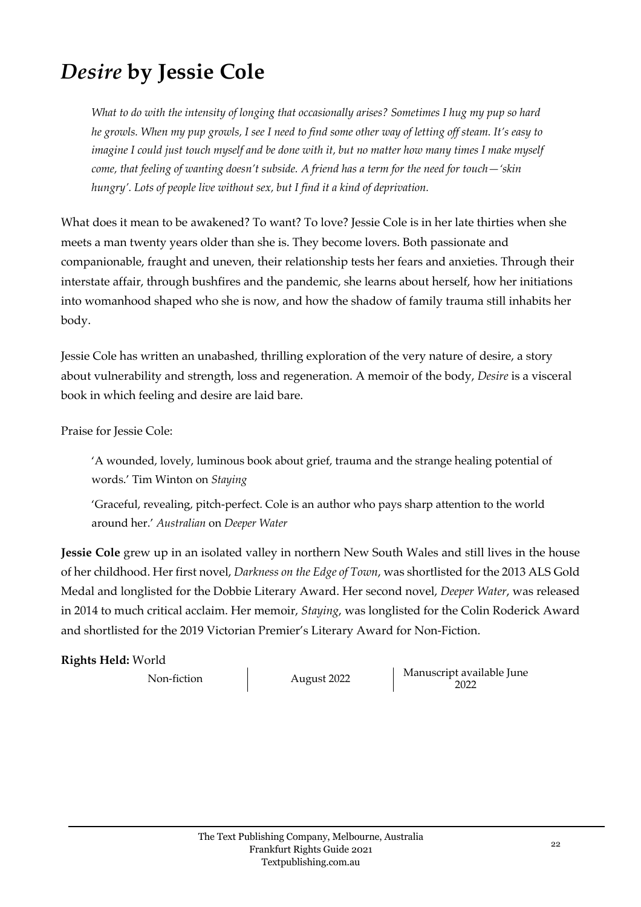# *Desire* by Jessie Cole

> *What to do with the intensity of longing that occasionally arises? Sometimes I hug my pup so hard he growls. When my pup growls, I see I need to find some other way of letting off steam. It's easy to imagine I could just touch myself and be done with it, but no matter how many times I make myself come, that feeling of wanting doesn't subside. A friend has a term for the need for touch—'skin hungry'. Lots of people live without sex, but I find it a kind of deprivation.*

What does it mean to be awakened? To want? To love? Jessie Cole is in her late thirties when she meets a man twenty years older than she is. They become lovers. Both passionate and companionable, fraught and uneven, their relationship tests her fears and anxieties. Through their interstate affair, through bushfires and the pandemic, she learns about herself, how her initiations into womanhood shaped who she is now, and how the shadow of family trauma still inhabits her body.

Jessie Cole has written an unabashed, thrilling exploration of the very nature of desire, a story about vulnerability and strength, loss and regeneration. A memoir of the body, *Desire* is a visceral book in which feeling and desire are laid bare.

Praise for Jessie Cole:

> 'A wounded, lovely, luminous book about grief, trauma and the strange healing potential of words.' Tim Winton on *Staying*
>
> 'Graceful, revealing, pitch-perfect. Cole is an author who pays sharp attention to the world around her.' *Australian* on *Deeper Water*

**Jessie Cole** grew up in an isolated valley in northern New South Wales and still lives in the house of her childhood. Her first novel, *Darkness on the Edge of Town*, was shortlisted for the 2013 ALS Gold Medal and longlisted for the Dobbie Literary Award. Her second novel, *Deeper Water*, was released in 2014 to much critical acclaim. Her memoir, *Staying*, was longlisted for the Colin Roderick Award and shortlisted for the 2019 Victorian Premier's Literary Award for Non-Fiction.

**Rights Held:** World

Non-fiction | August 2022 | Manuscript available June 2022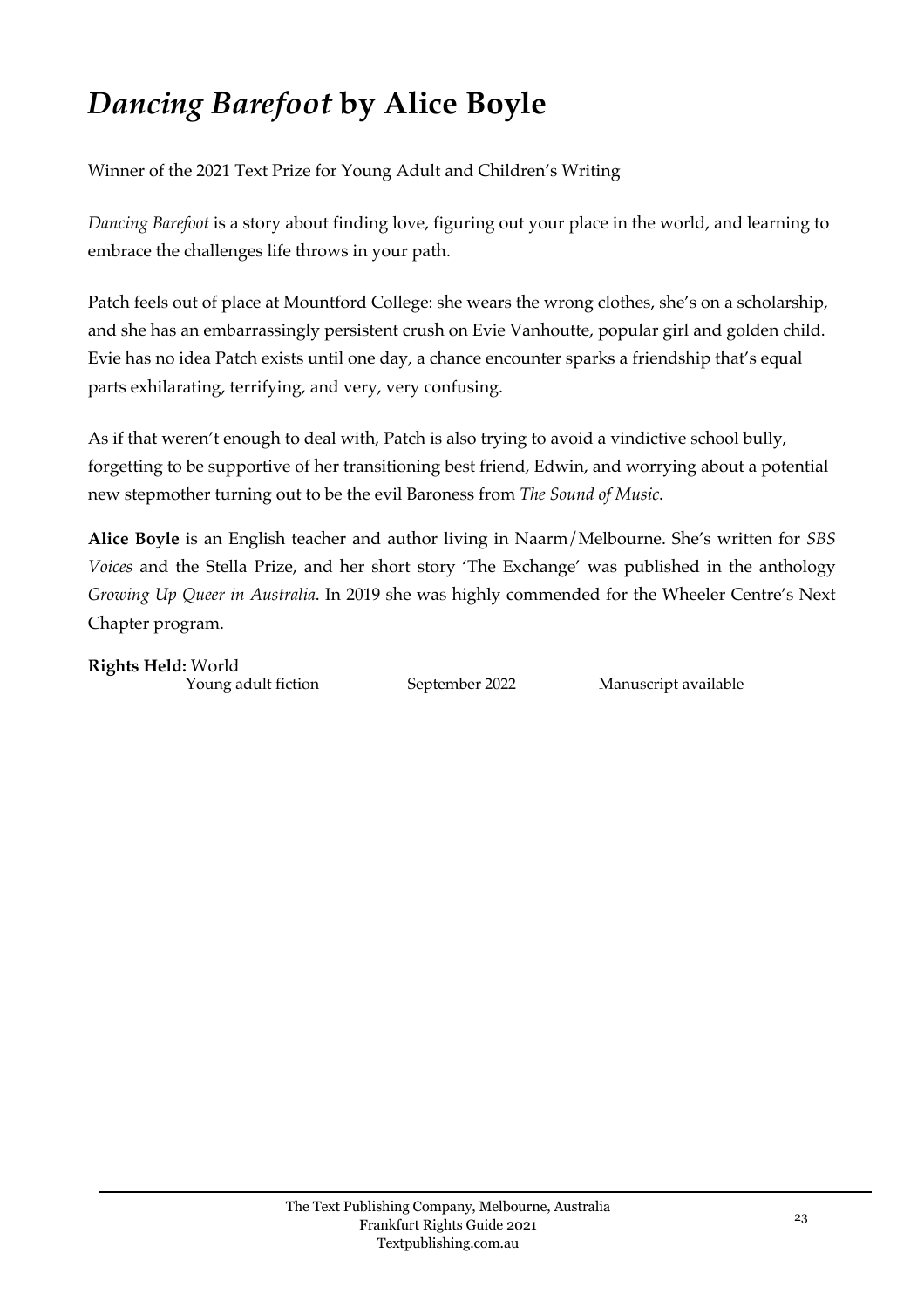# *Dancing Barefoot* by Alice Boyle

Winner of the 2021 Text Prize for Young Adult and Children's Writing

*Dancing Barefoot* is a story about finding love, figuring out your place in the world, and learning to embrace the challenges life throws in your path.

Patch feels out of place at Mountford College: she wears the wrong clothes, she's on a scholarship, and she has an embarrassingly persistent crush on Evie Vanhoutte, popular girl and golden child. Evie has no idea Patch exists until one day, a chance encounter sparks a friendship that's equal parts exhilarating, terrifying, and very, very confusing.

As if that weren't enough to deal with, Patch is also trying to avoid a vindictive school bully, forgetting to be supportive of her transitioning best friend, Edwin, and worrying about a potential new stepmother turning out to be the evil Baroness from *The Sound of Music*.

**Alice Boyle** is an English teacher and author living in Naarm/Melbourne. She's written for *SBS Voices* and the Stella Prize, and her short story 'The Exchange' was published in the anthology *Growing Up Queer in Australia*. In 2019 she was highly commended for the Wheeler Centre's Next Chapter program.

**Rights Held:** World

Young adult fiction | September 2022 | Manuscript available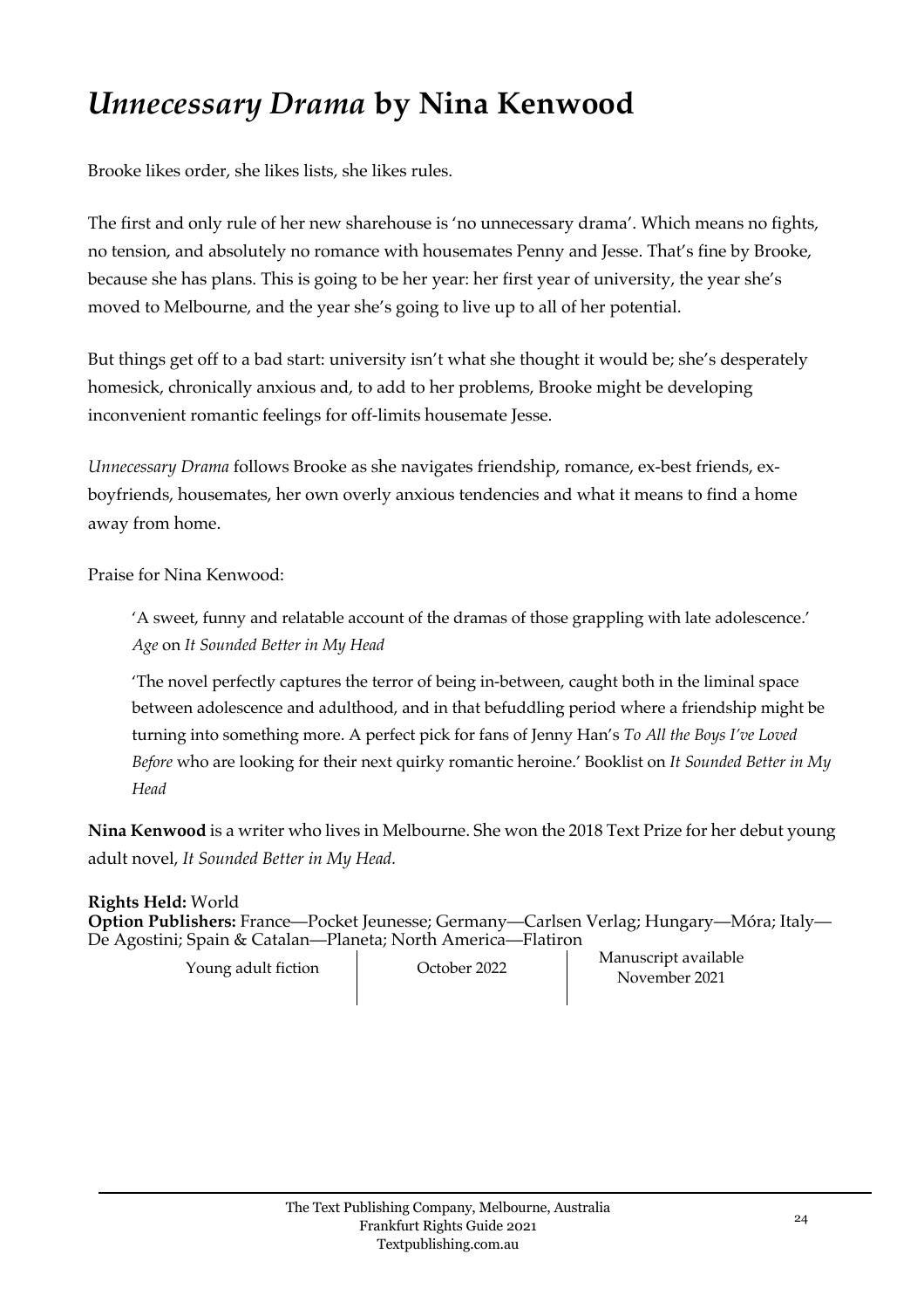# *Unnecessary Drama* by Nina Kenwood

Brooke likes order, she likes lists, she likes rules.

The first and only rule of her new sharehouse is 'no unnecessary drama'. Which means no fights, no tension, and absolutely no romance with housemates Penny and Jesse. That's fine by Brooke, because she has plans. This is going to be her year: her first year of university, the year she's moved to Melbourne, and the year she's going to live up to all of her potential.

But things get off to a bad start: university isn't what she thought it would be; she's desperately homesick, chronically anxious and, to add to her problems, Brooke might be developing inconvenient romantic feelings for off-limits housemate Jesse.

*Unnecessary Drama* follows Brooke as she navigates friendship, romance, ex-best friends, ex-boyfriends, housemates, her own overly anxious tendencies and what it means to find a home away from home.

Praise for Nina Kenwood:

> 'A sweet, funny and relatable account of the dramas of those grappling with late adolescence.' *Age* on *It Sounded Better in My Head*
>
> 'The novel perfectly captures the terror of being in-between, caught both in the liminal space between adolescence and adulthood, and in that befuddling period where a friendship might be turning into something more. A perfect pick for fans of Jenny Han's *To All the Boys I've Loved Before* who are looking for their next quirky romantic heroine.' Booklist on *It Sounded Better in My Head*

**Nina Kenwood** is a writer who lives in Melbourne. She won the 2018 Text Prize for her debut young adult novel, *It Sounded Better in My Head.*

**Rights Held:** World
**Option Publishers:** France—Pocket Jeunesse; Germany—Carlsen Verlag; Hungary—Móra; Italy—De Agostini; Spain & Catalan—Planeta; North America—Flatiron

Young adult fiction | October 2022 | Manuscript available November 2021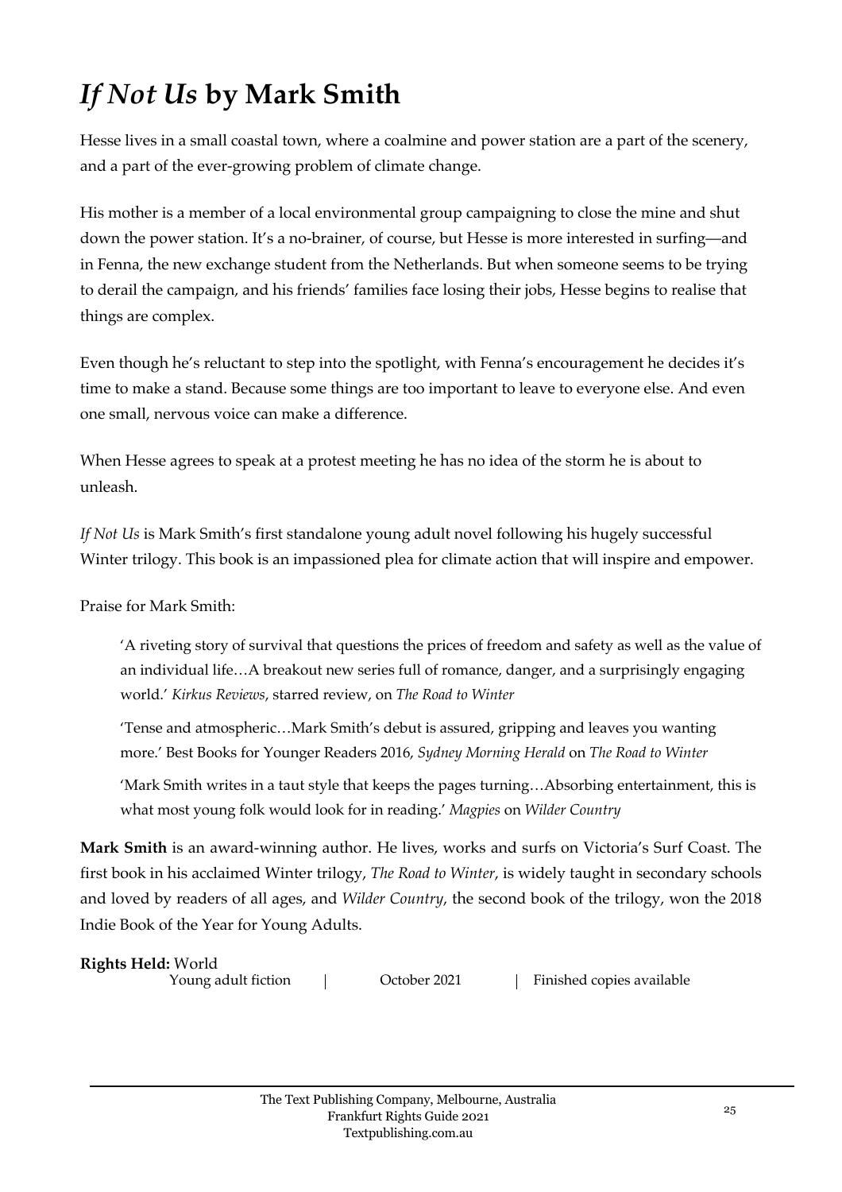# *If Not Us* by Mark Smith

Hesse lives in a small coastal town, where a coalmine and power station are a part of the scenery, and a part of the ever-growing problem of climate change.

His mother is a member of a local environmental group campaigning to close the mine and shut down the power station. It's a no-brainer, of course, but Hesse is more interested in surfing—and in Fenna, the new exchange student from the Netherlands. But when someone seems to be trying to derail the campaign, and his friends' families face losing their jobs, Hesse begins to realise that things are complex.

Even though he's reluctant to step into the spotlight, with Fenna's encouragement he decides it's time to make a stand. Because some things are too important to leave to everyone else. And even one small, nervous voice can make a difference.

When Hesse agrees to speak at a protest meeting he has no idea of the storm he is about to unleash.

*If Not Us* is Mark Smith's first standalone young adult novel following his hugely successful Winter trilogy. This book is an impassioned plea for climate action that will inspire and empower.

Praise for Mark Smith:

> 'A riveting story of survival that questions the prices of freedom and safety as well as the value of an individual life…A breakout new series full of romance, danger, and a surprisingly engaging world.' *Kirkus Reviews*, starred review, on *The Road to Winter*
>
> 'Tense and atmospheric…Mark Smith's debut is assured, gripping and leaves you wanting more.' Best Books for Younger Readers 2016, *Sydney Morning Herald* on *The Road to Winter*
>
> 'Mark Smith writes in a taut style that keeps the pages turning…Absorbing entertainment, this is what most young folk would look for in reading.' *Magpies* on *Wilder Country*

**Mark Smith** is an award-winning author. He lives, works and surfs on Victoria's Surf Coast. The first book in his acclaimed Winter trilogy, *The Road to Winter*, is widely taught in secondary schools and loved by readers of all ages, and *Wilder Country*, the second book of the trilogy, won the 2018 Indie Book of the Year for Young Adults.

**Rights Held:** World

Young adult fiction | October 2021 | Finished copies available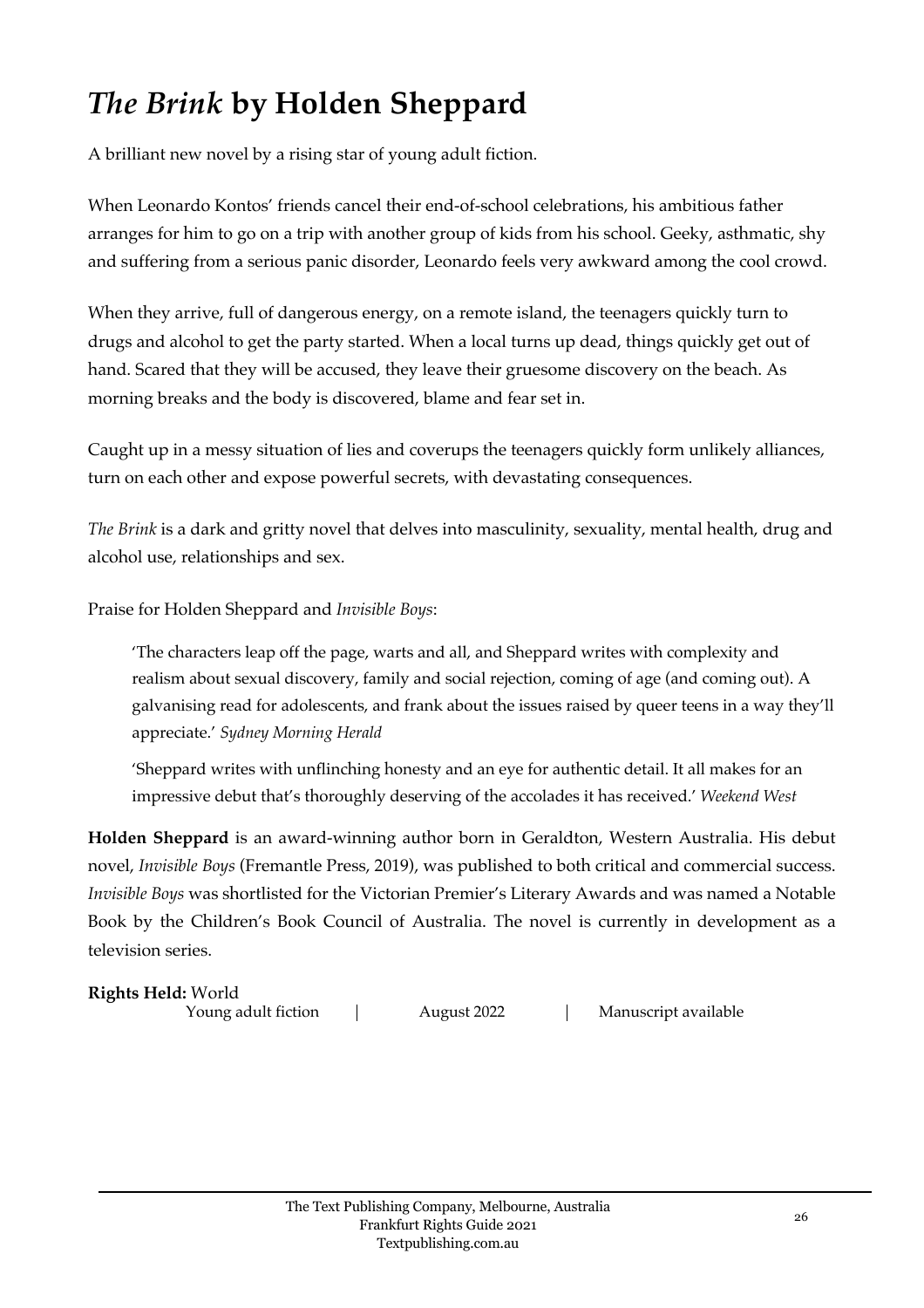# *The Brink* by Holden Sheppard

A brilliant new novel by a rising star of young adult fiction.

When Leonardo Kontos' friends cancel their end-of-school celebrations, his ambitious father arranges for him to go on a trip with another group of kids from his school. Geeky, asthmatic, shy and suffering from a serious panic disorder, Leonardo feels very awkward among the cool crowd.

When they arrive, full of dangerous energy, on a remote island, the teenagers quickly turn to drugs and alcohol to get the party started. When a local turns up dead, things quickly get out of hand. Scared that they will be accused, they leave their gruesome discovery on the beach. As morning breaks and the body is discovered, blame and fear set in.

Caught up in a messy situation of lies and coverups the teenagers quickly form unlikely alliances, turn on each other and expose powerful secrets, with devastating consequences.

*The Brink* is a dark and gritty novel that delves into masculinity, sexuality, mental health, drug and alcohol use, relationships and sex.

Praise for Holden Sheppard and *Invisible Boys*:

> 'The characters leap off the page, warts and all, and Sheppard writes with complexity and realism about sexual discovery, family and social rejection, coming of age (and coming out). A galvanising read for adolescents, and frank about the issues raised by queer teens in a way they'll appreciate.' *Sydney Morning Herald*
>
> 'Sheppard writes with unflinching honesty and an eye for authentic detail. It all makes for an impressive debut that's thoroughly deserving of the accolades it has received.' *Weekend West*

**Holden Sheppard** is an award-winning author born in Geraldton, Western Australia. His debut novel, *Invisible Boys* (Fremantle Press, 2019), was published to both critical and commercial success. *Invisible Boys* was shortlisted for the Victorian Premier's Literary Awards and was named a Notable Book by the Children's Book Council of Australia. The novel is currently in development as a television series.

**Rights Held:** World

Young adult fiction | August 2022 | Manuscript available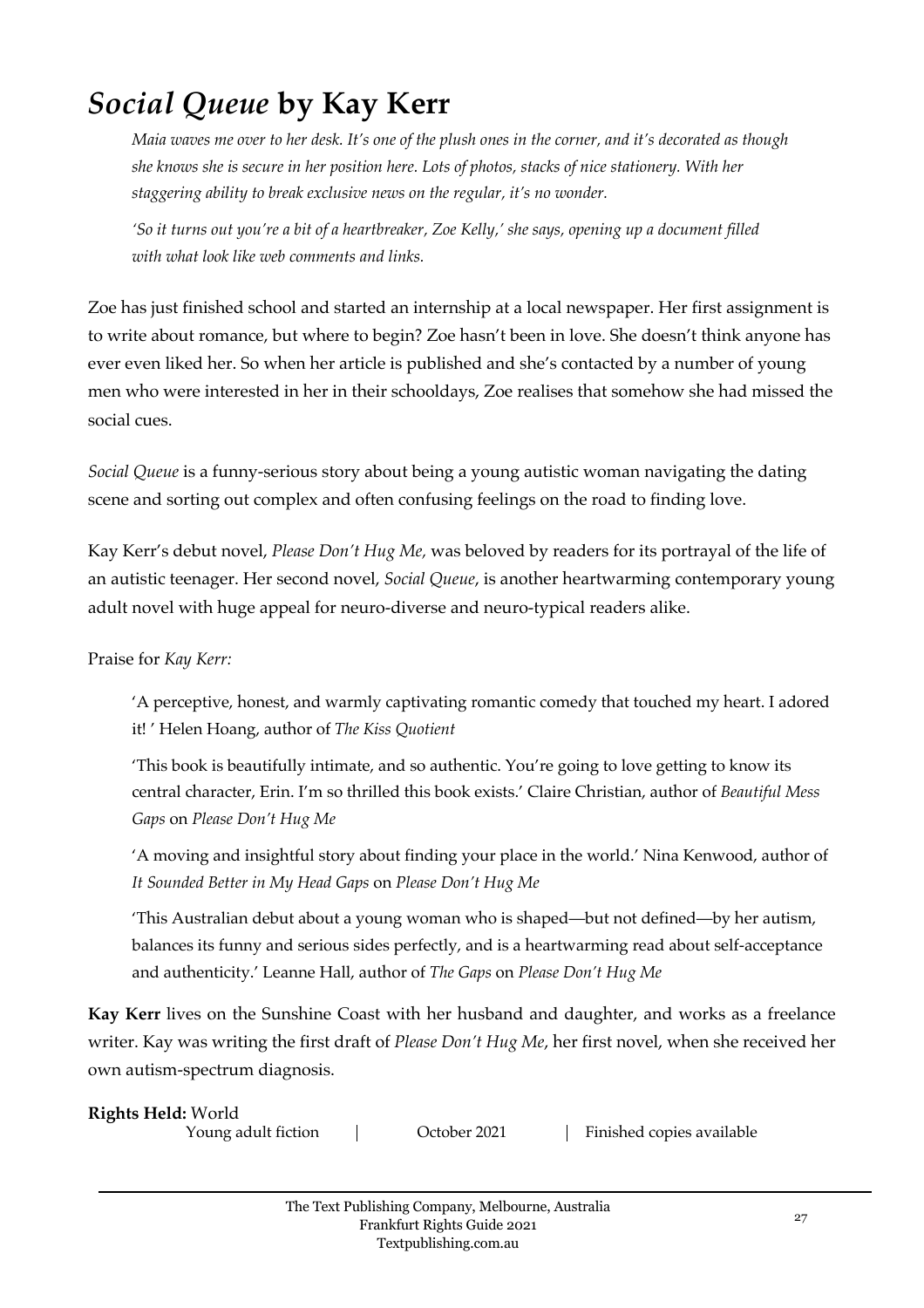# *Social Queue* by Kay Kerr

*Maia waves me over to her desk. It's one of the plush ones in the corner, and it's decorated as though she knows she is secure in her position here. Lots of photos, stacks of nice stationery. With her staggering ability to break exclusive news on the regular, it's no wonder.*

*'So it turns out you're a bit of a heartbreaker, Zoe Kelly,' she says, opening up a document filled with what look like web comments and links.*

Zoe has just finished school and started an internship at a local newspaper. Her first assignment is to write about romance, but where to begin? Zoe hasn't been in love. She doesn't think anyone has ever even liked her. So when her article is published and she's contacted by a number of young men who were interested in her in their schooldays, Zoe realises that somehow she had missed the social cues.

*Social Queue* is a funny-serious story about being a young autistic woman navigating the dating scene and sorting out complex and often confusing feelings on the road to finding love.

Kay Kerr's debut novel, *Please Don't Hug Me,* was beloved by readers for its portrayal of the life of an autistic teenager. Her second novel, *Social Queue*, is another heartwarming contemporary young adult novel with huge appeal for neuro-diverse and neuro-typical readers alike.

Praise for *Kay Kerr:*

> 'A perceptive, honest, and warmly captivating romantic comedy that touched my heart. I adored it! ' Helen Hoang, author of *The Kiss Quotient*
>
> 'This book is beautifully intimate, and so authentic. You're going to love getting to know its central character, Erin. I'm so thrilled this book exists.' Claire Christian, author of *Beautiful Mess Gaps* on *Please Don't Hug Me*
>
> 'A moving and insightful story about finding your place in the world.' Nina Kenwood, author of *It Sounded Better in My Head Gaps* on *Please Don't Hug Me*
>
> 'This Australian debut about a young woman who is shaped—but not defined—by her autism, balances its funny and serious sides perfectly, and is a heartwarming read about self-acceptance and authenticity.' Leanne Hall, author of *The Gaps* on *Please Don't Hug Me*

**Kay Kerr** lives on the Sunshine Coast with her husband and daughter, and works as a freelance writer. Kay was writing the first draft of *Please Don't Hug Me*, her first novel, when she received her own autism-spectrum diagnosis.

**Rights Held:** World

Young adult fiction | October 2021 | Finished copies available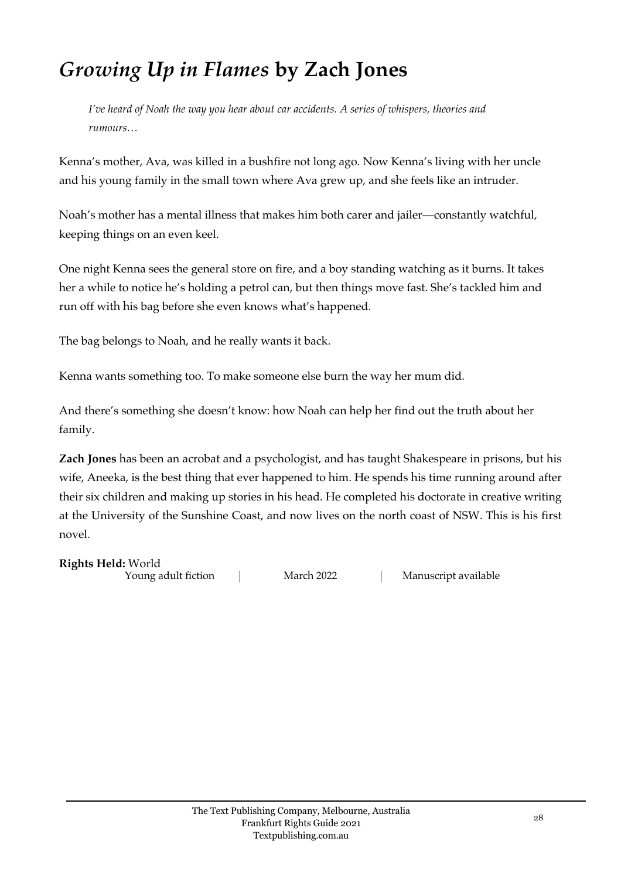# *Growing Up in Flames* by Zach Jones

*I've heard of Noah the way you hear about car accidents. A series of whispers, theories and rumours…*

Kenna's mother, Ava, was killed in a bushfire not long ago. Now Kenna's living with her uncle and his young family in the small town where Ava grew up, and she feels like an intruder.

Noah's mother has a mental illness that makes him both carer and jailer—constantly watchful, keeping things on an even keel.

One night Kenna sees the general store on fire, and a boy standing watching as it burns. It takes her a while to notice he's holding a petrol can, but then things move fast. She's tackled him and run off with his bag before she even knows what's happened.

The bag belongs to Noah, and he really wants it back.

Kenna wants something too. To make someone else burn the way her mum did.

And there's something she doesn't know: how Noah can help her find out the truth about her family.

**Zach Jones** has been an acrobat and a psychologist, and has taught Shakespeare in prisons, but his wife, Aneeka, is the best thing that ever happened to him. He spends his time running around after their six children and making up stories in his head. He completed his doctorate in creative writing at the University of the Sunshine Coast, and now lives on the north coast of NSW. This is his first novel.

**Rights Held:** World

Young adult fiction | March 2022 | Manuscript available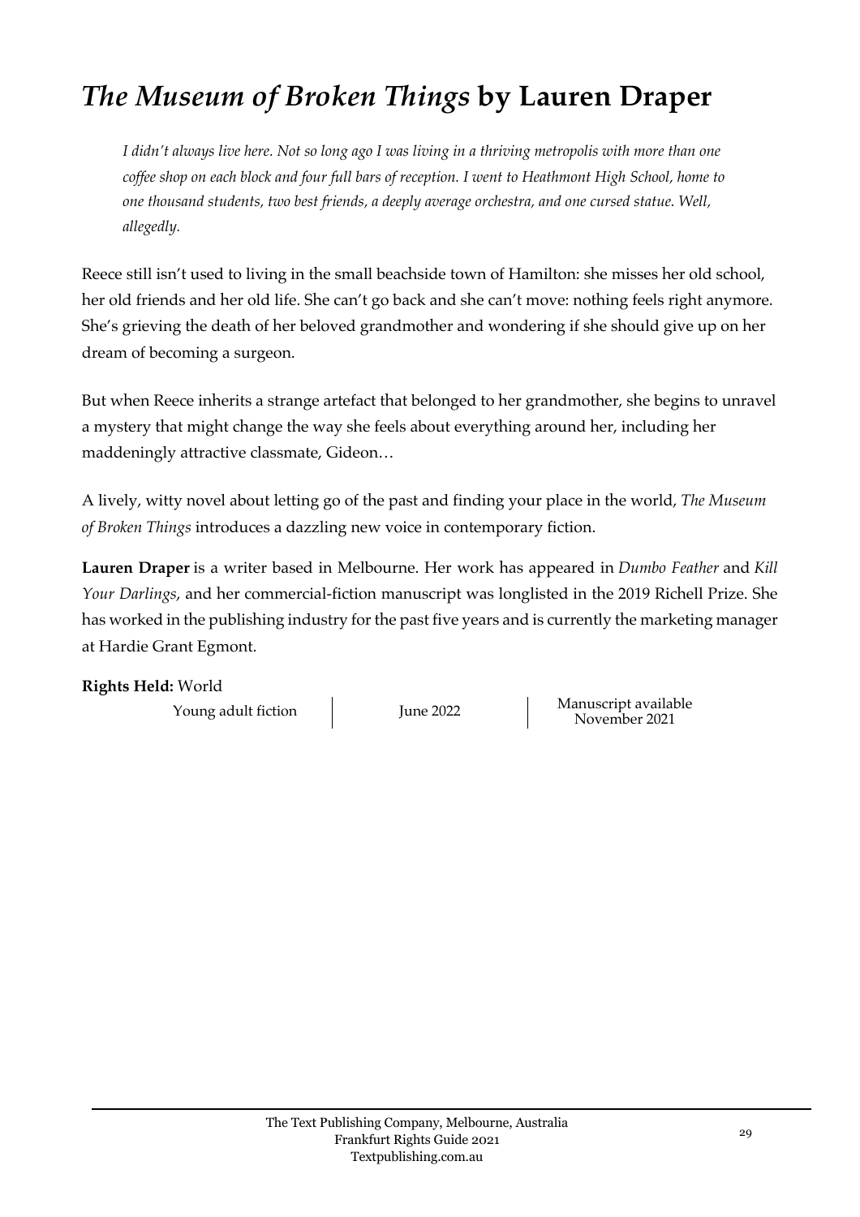# *The Museum of Broken Things* by Lauren Draper

*I didn't always live here. Not so long ago I was living in a thriving metropolis with more than one coffee shop on each block and four full bars of reception. I went to Heathmont High School, home to one thousand students, two best friends, a deeply average orchestra, and one cursed statue. Well, allegedly.*

Reece still isn't used to living in the small beachside town of Hamilton: she misses her old school, her old friends and her old life. She can't go back and she can't move: nothing feels right anymore. She's grieving the death of her beloved grandmother and wondering if she should give up on her dream of becoming a surgeon.

But when Reece inherits a strange artefact that belonged to her grandmother, she begins to unravel a mystery that might change the way she feels about everything around her, including her maddeningly attractive classmate, Gideon…

A lively, witty novel about letting go of the past and finding your place in the world, *The Museum of Broken Things* introduces a dazzling new voice in contemporary fiction.

**Lauren Draper** is a writer based in Melbourne. Her work has appeared in *Dumbo Feather* and *Kill Your Darlings*, and her commercial-fiction manuscript was longlisted in the 2019 Richell Prize. She has worked in the publishing industry for the past five years and is currently the marketing manager at Hardie Grant Egmont.

**Rights Held:** World

Young adult fiction | June 2022 | Manuscript available November 2021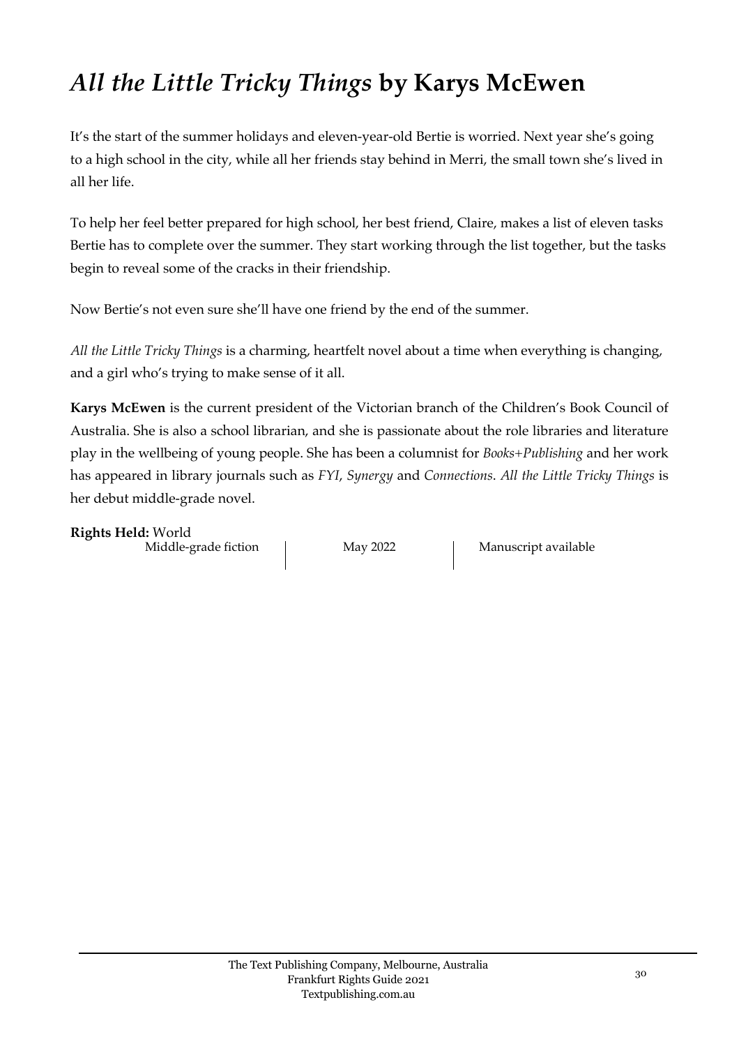# *All the Little Tricky Things* by Karys McEwen

It's the start of the summer holidays and eleven-year-old Bertie is worried. Next year she's going to a high school in the city, while all her friends stay behind in Merri, the small town she's lived in all her life.

To help her feel better prepared for high school, her best friend, Claire, makes a list of eleven tasks Bertie has to complete over the summer. They start working through the list together, but the tasks begin to reveal some of the cracks in their friendship.

Now Bertie's not even sure she'll have one friend by the end of the summer.

*All the Little Tricky Things* is a charming, heartfelt novel about a time when everything is changing, and a girl who's trying to make sense of it all.

**Karys McEwen** is the current president of the Victorian branch of the Children's Book Council of Australia. She is also a school librarian, and she is passionate about the role libraries and literature play in the wellbeing of young people. She has been a columnist for *Books+Publishing* and her work has appeared in library journals such as *FYI*, *Synergy* and *Connections*. *All the Little Tricky Things* is her debut middle-grade novel.

**Rights Held:** World

Middle-grade fiction | May 2022 | Manuscript available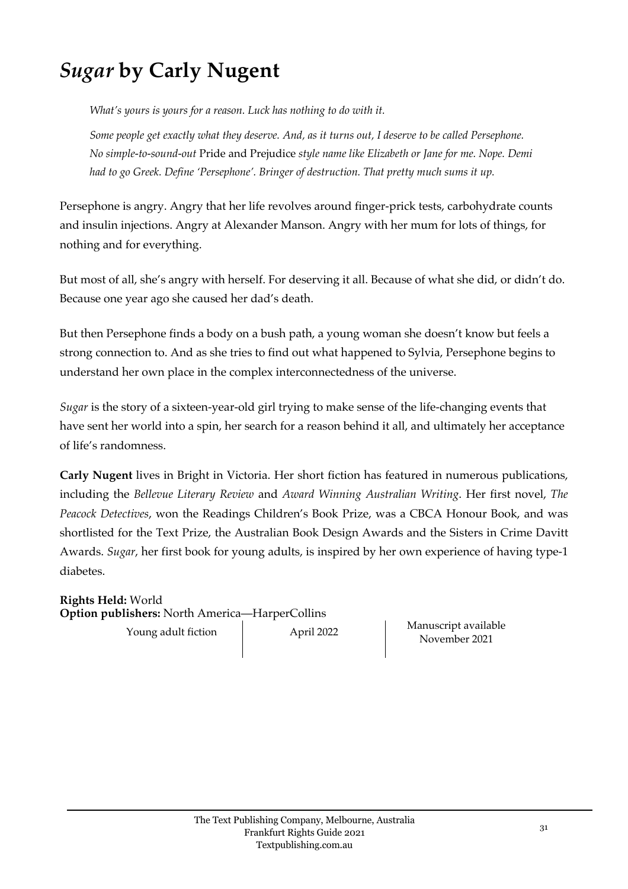# *Sugar* by Carly Nugent

*What's yours is yours for a reason. Luck has nothing to do with it.*

*Some people get exactly what they deserve. And, as it turns out, I deserve to be called Persephone. No simple-to-sound-out* Pride and Prejudice *style name like Elizabeth or Jane for me. Nope. Demi had to go Greek. Define 'Persephone'. Bringer of destruction. That pretty much sums it up.*

Persephone is angry. Angry that her life revolves around finger-prick tests, carbohydrate counts and insulin injections. Angry at Alexander Manson. Angry with her mum for lots of things, for nothing and for everything.

But most of all, she's angry with herself. For deserving it all. Because of what she did, or didn't do. Because one year ago she caused her dad's death.

But then Persephone finds a body on a bush path, a young woman she doesn't know but feels a strong connection to. And as she tries to find out what happened to Sylvia, Persephone begins to understand her own place in the complex interconnectedness of the universe.

*Sugar* is the story of a sixteen-year-old girl trying to make sense of the life-changing events that have sent her world into a spin, her search for a reason behind it all, and ultimately her acceptance of life's randomness.

**Carly Nugent** lives in Bright in Victoria. Her short fiction has featured in numerous publications, including the *Bellevue Literary Review* and *Award Winning Australian Writing*. Her first novel, *The Peacock Detectives*, won the Readings Children's Book Prize, was a CBCA Honour Book, and was shortlisted for the Text Prize, the Australian Book Design Awards and the Sisters in Crime Davitt Awards. *Sugar*, her first book for young adults, is inspired by her own experience of having type-1 diabetes.

**Rights Held:** World
**Option publishers:** North America—HarperCollins

| Young adult fiction | April 2022 | Manuscript available November 2021 |
|---|---|---|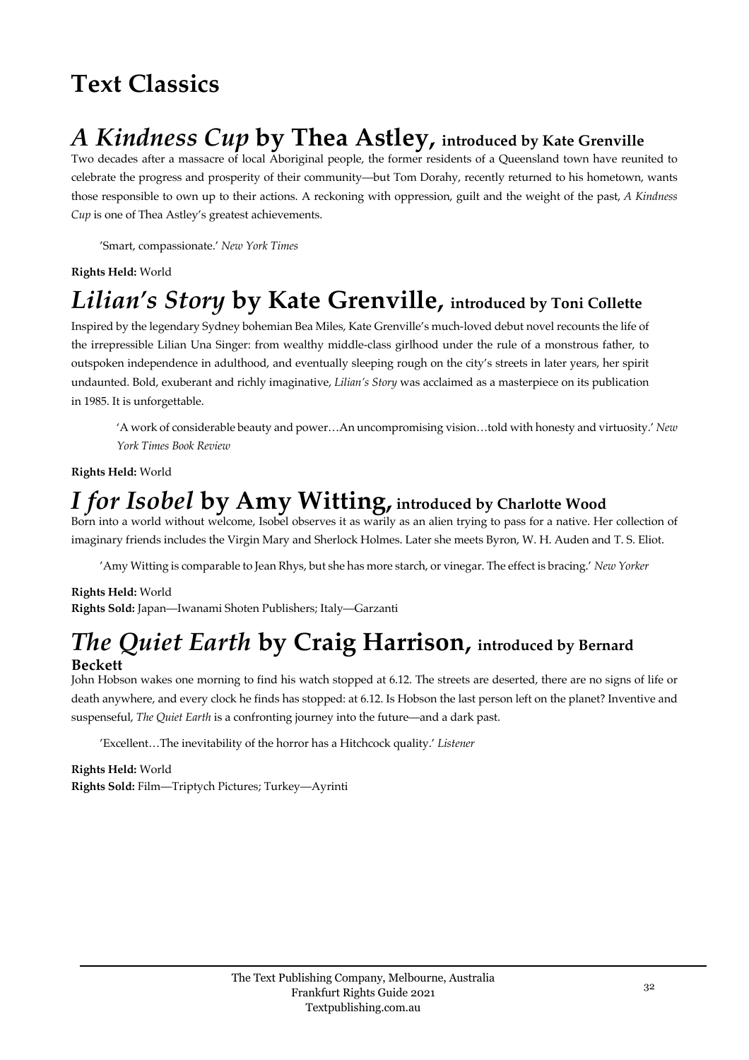# Text Classics

## *A Kindness Cup* by Thea Astley, introduced by Kate Grenville

Two decades after a massacre of local Aboriginal people, the former residents of a Queensland town have reunited to celebrate the progress and prosperity of their community—but Tom Dorahy, recently returned to his hometown, wants those responsible to own up to their actions. A reckoning with oppression, guilt and the weight of the past, *A Kindness Cup* is one of Thea Astley's greatest achievements.

> 'Smart, compassionate.' *New York Times*

**Rights Held:** World

## *Lilian's Story* by Kate Grenville, introduced by Toni Collette

Inspired by the legendary Sydney bohemian Bea Miles, Kate Grenville's much-loved debut novel recounts the life of the irrepressible Lilian Una Singer: from wealthy middle-class girlhood under the rule of a monstrous father, to outspoken independence in adulthood, and eventually sleeping rough on the city's streets in later years, her spirit undaunted. Bold, exuberant and richly imaginative, *Lilian's Story* was acclaimed as a masterpiece on its publication in 1985. It is unforgettable.

> 'A work of considerable beauty and power…An uncompromising vision…told with honesty and virtuosity.' *New York Times Book Review*

**Rights Held:** World

## *I for Isobel* by Amy Witting, introduced by Charlotte Wood

Born into a world without welcome, Isobel observes it as warily as an alien trying to pass for a native. Her collection of imaginary friends includes the Virgin Mary and Sherlock Holmes. Later she meets Byron, W. H. Auden and T. S. Eliot.

> 'Amy Witting is comparable to Jean Rhys, but she has more starch, or vinegar. The effect is bracing.' *New Yorker*

**Rights Held:** World
**Rights Sold:** Japan—Iwanami Shoten Publishers; Italy—Garzanti

## *The Quiet Earth* by Craig Harrison, introduced by Bernard Beckett

John Hobson wakes one morning to find his watch stopped at 6.12. The streets are deserted, there are no signs of life or death anywhere, and every clock he finds has stopped: at 6.12. Is Hobson the last person left on the planet? Inventive and suspenseful, *The Quiet Earth* is a confronting journey into the future—and a dark past.

> 'Excellent…The inevitability of the horror has a Hitchcock quality.' *Listener*

**Rights Held:** World
**Rights Sold:** Film—Triptych Pictures; Turkey—Ayrinti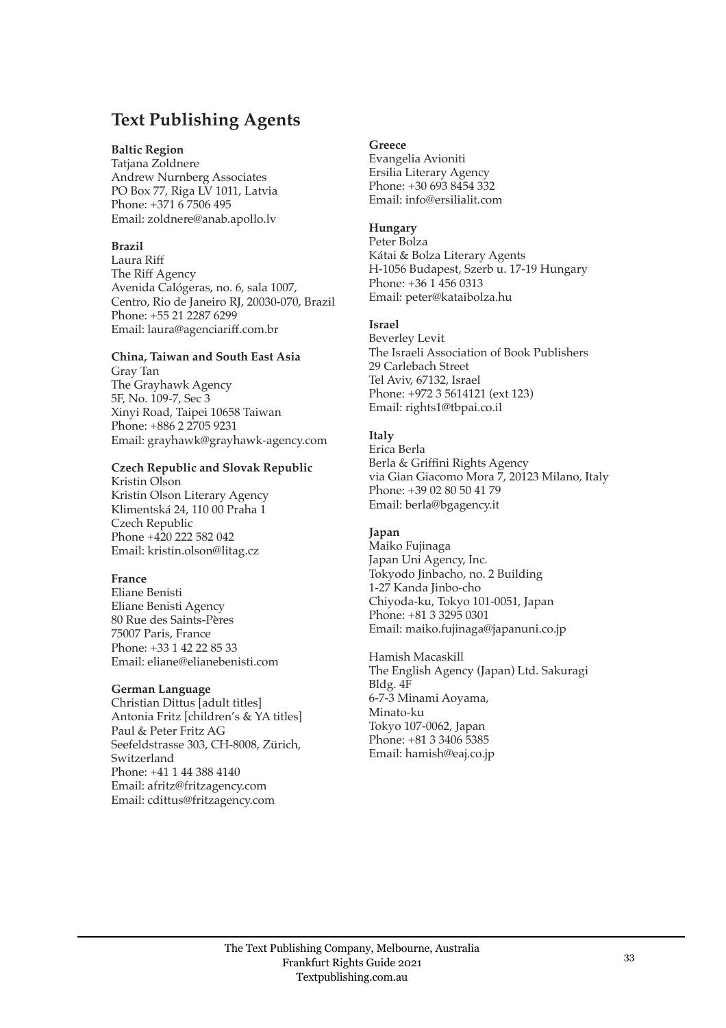## Text Publishing Agents

**Baltic Region**
Tatjana Zoldnere
Andrew Nurnberg Associates
PO Box 77, Riga LV 1011, Latvia
Phone: +371 6 7506 495
Email: zoldnere@anab.apollo.lv

**Brazil**
Laura Riff
The Riff Agency
Avenida Calógeras, no. 6, sala 1007,
Centro, Rio de Janeiro RJ, 20030-070, Brazil
Phone: +55 21 2287 6299
Email: laura@agenciariff.com.br

**China, Taiwan and South East Asia**
Gray Tan
The Grayhawk Agency
5F, No. 109-7, Sec 3
Xinyi Road, Taipei 10658 Taiwan
Phone: +886 2 2705 9231
Email: grayhawk@grayhawk-agency.com

**Czech Republic and Slovak Republic**
Kristin Olson
Kristin Olson Literary Agency
Klimentská 24, 110 00 Praha 1
Czech Republic
Phone +420 222 582 042
Email: kristin.olson@litag.cz

**France**
Eliane Benisti
Eliane Benisti Agency
80 Rue des Saints-Pères
75007 Paris, France
Phone: +33 1 42 22 85 33
Email: eliane@elianebenisti.com

**German Language**
Christian Dittus [adult titles]
Antonia Fritz [children's & YA titles]
Paul & Peter Fritz AG
Seefeldstrasse 303, CH-8008, Zürich,
Switzerland
Phone: +41 1 44 388 4140
Email: afritz@fritzagency.com
Email: cdittus@fritzagency.com

**Greece**
Evangelia Avioniti
Ersilia Literary Agency
Phone: +30 693 8454 332
Email: info@ersilialit.com

**Hungary**
Peter Bolza
Kátai & Bolza Literary Agents
H-1056 Budapest, Szerb u. 17-19 Hungary
Phone: +36 1 456 0313
Email: peter@kataibolza.hu

**Israel**
Beverley Levit
The Israeli Association of Book Publishers
29 Carlebach Street
Tel Aviv, 67132, Israel
Phone: +972 3 5614121 (ext 123)
Email: rights1@tbpai.co.il

**Italy**
Erica Berla
Berla & Griffini Rights Agency
via Gian Giacomo Mora 7, 20123 Milano, Italy
Phone: +39 02 80 50 41 79
Email: berla@bgagency.it

**Japan**
Maiko Fujinaga
Japan Uni Agency, Inc.
Tokyodo Jinbacho, no. 2 Building
1-27 Kanda Jinbo-cho
Chiyoda-ku, Tokyo 101-0051, Japan
Phone: +81 3 3295 0301
Email: maiko.fujinaga@japanuni.co.jp

Hamish Macaskill
The English Agency (Japan) Ltd. Sakuragi
Bldg. 4F
6-7-3 Minami Aoyama,
Minato-ku
Tokyo 107-0062, Japan
Phone: +81 3 3406 5385
Email: hamish@eaj.co.jp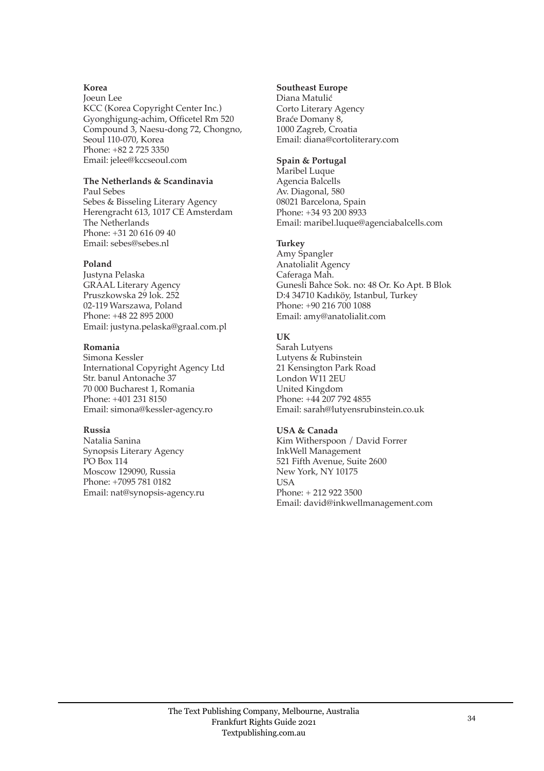**Korea**
Joeun Lee
KCC (Korea Copyright Center Inc.)
Gyonghigung-achim, Officetel Rm 520
Compound 3, Naesu-dong 72, Chongno,
Seoul 110-070, Korea
Phone: +82 2 725 3350
Email: jelee@kccseoul.com

**The Netherlands & Scandinavia**
Paul Sebes
Sebes & Bisseling Literary Agency
Herengracht 613, 1017 CE Amsterdam
The Netherlands
Phone: +31 20 616 09 40
Email: sebes@sebes.nl

**Poland**
Justyna Pelaska
GRAAL Literary Agency
Pruszkowska 29 lok. 252
02-119 Warszawa, Poland
Phone: +48 22 895 2000
Email: justyna.pelaska@graal.com.pl

**Romania**
Simona Kessler
International Copyright Agency Ltd
Str. banul Antonache 37
70 000 Bucharest 1, Romania
Phone: +401 231 8150
Email: simona@kessler-agency.ro

**Russia**
Natalia Sanina
Synopsis Literary Agency
PO Box 114
Moscow 129090, Russia
Phone: +7095 781 0182
Email: nat@synopsis-agency.ru

**Southeast Europe**
Diana Matulić
Corto Literary Agency
Braće Domany 8,
1000 Zagreb, Croatia
Email: diana@cortoliterary.com

**Spain & Portugal**
Maribel Luque
Agencia Balcells
Av. Diagonal, 580
08021 Barcelona, Spain
Phone: +34 93 200 8933
Email: maribel.luque@agenciabalcells.com

**Turkey**
Amy Spangler
Anatolialit Agency
Caferaga Mah.
Gunesli Bahce Sok. no: 48 Or. Ko Apt. B Blok
D:4 34710 Kadıköy, Istanbul, Turkey
Phone: +90 216 700 1088
Email: amy@anatolialit.com

**UK**
Sarah Lutyens
Lutyens & Rubinstein
21 Kensington Park Road
London W11 2EU
United Kingdom
Phone: +44 207 792 4855
Email: sarah@lutyensrubinstein.co.uk

**USA & Canada**
Kim Witherspoon / David Forrer
InkWell Management
521 Fifth Avenue, Suite 2600
New York, NY 10175
USA
Phone: + 212 922 3500
Email: david@inkwellmanagement.com